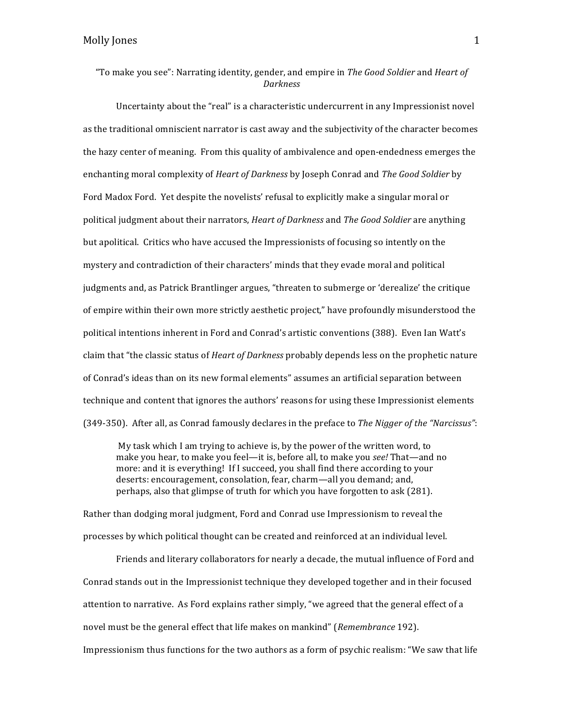# "To make you see": Narrating identity, gender, and empire in *The Good Soldier* and *Heart of Darkness*

Uncertainty about the "real" is a characteristic undercurrent in any Impressionist novel as the traditional omniscient narrator is cast away and the subjectivity of the character becomes the hazy center of meaning. From this quality of ambivalence and open-endedness emerges the enchanting moral complexity of *Heart of Darkness* by Joseph Conrad and *The Good Soldier* by Ford Madox Ford. Yet despite the novelists' refusal to explicitly make a singular moral or political judgment about their narrators, *Heart of Darkness* and *The Good Soldier* are anything but apolitical. Critics who have accused the Impressionists of focusing so intently on the mystery and contradiction of their characters' minds that they evade moral and political judgments and, as Patrick Brantlinger argues, "threaten to submerge or 'derealize' the critique of empire within their own more strictly aesthetic project," have profoundly misunderstood the political intentions inherent in Ford and Conrad's artistic conventions (388). Even Ian Watt's claim that "the classic status of *Heart of Darkness* probably depends less on the prophetic nature of Conrad's ideas than on its new formal elements" assumes an artificial separation between technique and content that ignores the authors' reasons for using these Impressionist elements (349-350). After all, as Conrad famously declares in the preface to *The Nigger of the "Narcissus"*:

> My task which I am trying to achieve is, by the power of the written word, to make you hear, to make you feel—it is, before all, to make you *see!* That—and no more: and it is everything! If I succeed, you shall find there according to your deserts: encouragement, consolation, fear, charm—all you demand; and, perhaps, also that glimpse of truth for which you have forgotten to ask (281).

Rather than dodging moral judgment, Ford and Conrad use Impressionism to reveal the processes by which political thought can be created and reinforced at an individual level.

Friends and literary collaborators for nearly a decade, the mutual influence of Ford and Conrad stands out in the Impressionist technique they developed together and in their focused attention to narrative. As Ford explains rather simply, "we agreed that the general effect of a novel must be the general effect that life makes on mankind" (*Remembrance* 192). Impressionism thus functions for the two authors as a form of psychic realism: "We saw that life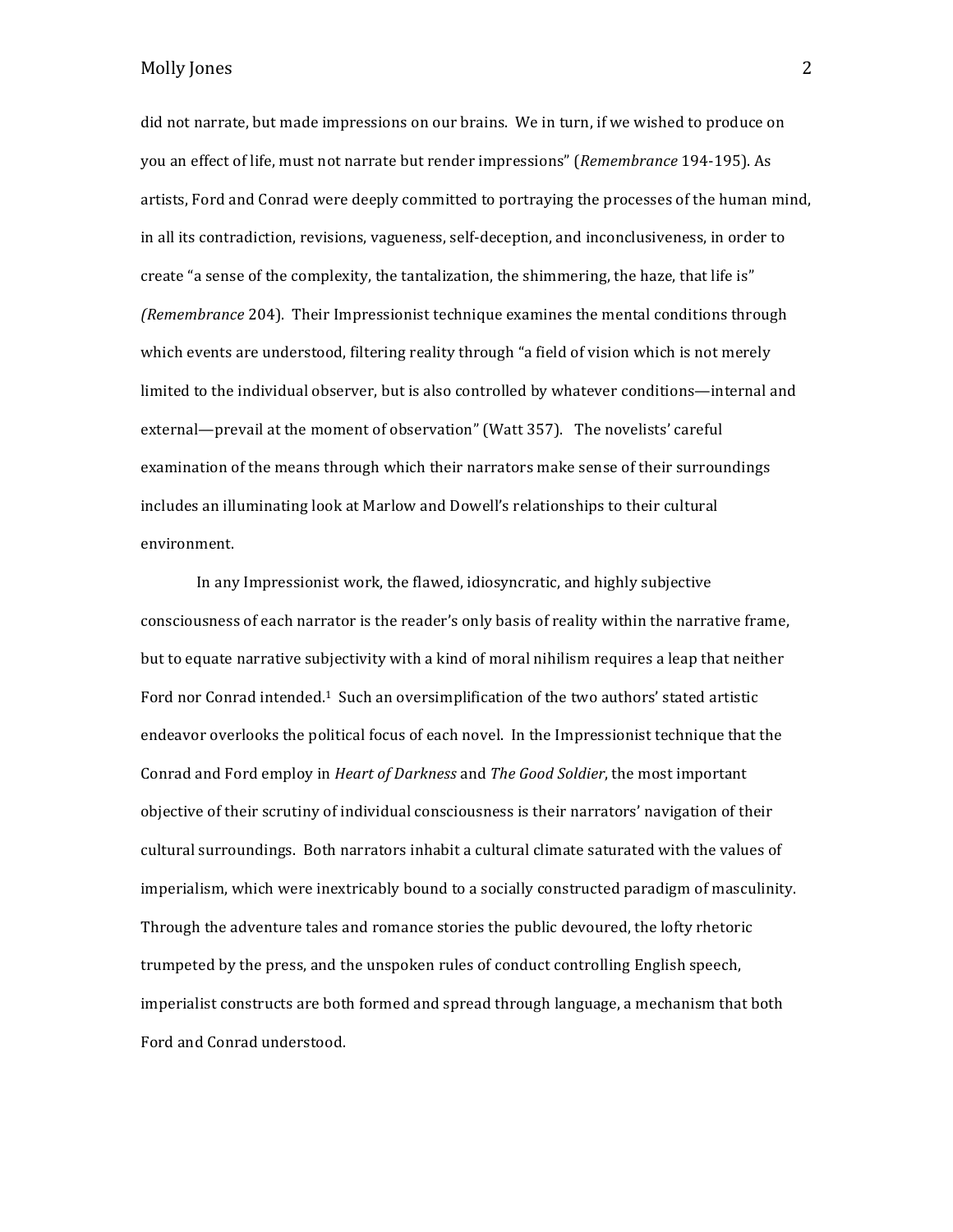did not narrate, but made impressions on our brains. We in turn, if we wished to produce on you an effect of life, must not narrate but render impressions" (*Remembrance* 194-195). As artists, Ford and Conrad were deeply committed to portraying the processes of the human mind, in all its contradiction, revisions, vagueness, self-deception, and inconclusiveness, in order to create "a sense of the complexity, the tantalization, the shimmering, the haze, that life is" *(Remembrance* 204). Their Impressionist technique examines the mental conditions through which events are understood, filtering reality through "a field of vision which is not merely limited to the individual observer, but is also controlled by whatever conditions—internal and external—prevail at the moment of observation" (Watt 357). The novelists' careful examination of the means through which their narrators make sense of their surroundings includes an illuminating look at Marlow and Dowell's relationships to their cultural environment.

In any Impressionist work, the flawed, idiosyncratic, and highly subjective consciousness of each narrator is the reader's only basis of reality within the narrative frame, but to equate narrative subjectivity with a kind of moral nihilism requires a leap that neither Ford nor Conrad intended.[1] Such an oversimplification of the two authors' stated artistic endeavor overlooks the political focus of each novel. In the Impressionist technique that the Conrad and Ford employ in *Heart of Darkness* and *The Good Soldier*, the most important objective of their scrutiny of individual consciousness is their narrators' navigation of their cultural surroundings. Both narrators inhabit a cultural climate saturated with the values of imperialism, which were inextricably bound to a socially constructed paradigm of masculinity. Through the adventure tales and romance stories the public devoured, the lofty rhetoric trumpeted by the press, and the unspoken rules of conduct controlling English speech, imperialist constructs are both formed and spread through language, a mechanism that both Ford and Conrad understood.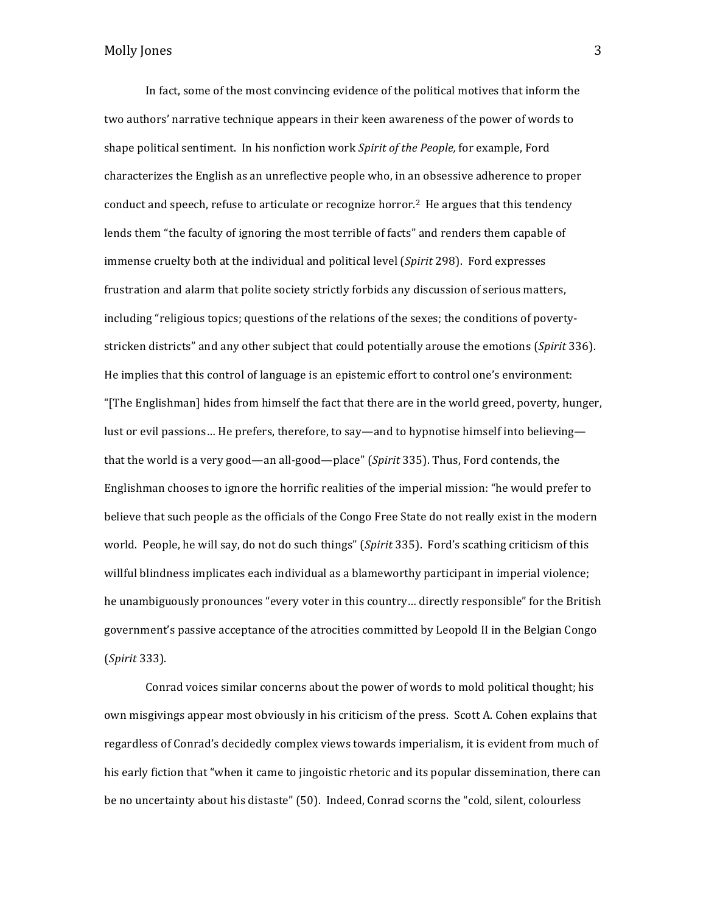In fact, some of the most convincing evidence of the political motives that inform the two authors' narrative technique appears in their keen awareness of the power of words to shape political sentiment. In his nonfiction work *Spirit of the People,* for example, Ford characterizes the English as an unreflective people who, in an obsessive adherence to proper conduct and speech, refuse to articulate or recognize horror.[2] He argues that this tendency lends them "the faculty of ignoring the most terrible of facts" and renders them capable of immense cruelty both at the individual and political level (*Spirit* 298). Ford expresses frustration and alarm that polite society strictly forbids any discussion of serious matters, including "religious topics; questions of the relations of the sexes; the conditions of poverty-stricken districts" and any other subject that could potentially arouse the emotions (*Spirit* 336). He implies that this control of language is an epistemic effort to control one's environment: "[The Englishman] hides from himself the fact that there are in the world greed, poverty, hunger, lust or evil passions… He prefers, therefore, to say—and to hypnotise himself into believing—that the world is a very good—an all-good—place" (*Spirit* 335). Thus, Ford contends, the Englishman chooses to ignore the horrific realities of the imperial mission: "he would prefer to believe that such people as the officials of the Congo Free State do not really exist in the modern world. People, he will say, do not do such things" (*Spirit* 335). Ford's scathing criticism of this willful blindness implicates each individual as a blameworthy participant in imperial violence; he unambiguously pronounces "every voter in this country… directly responsible" for the British government's passive acceptance of the atrocities committed by Leopold II in the Belgian Congo (*Spirit* 333).

Conrad voices similar concerns about the power of words to mold political thought; his own misgivings appear most obviously in his criticism of the press. Scott A. Cohen explains that regardless of Conrad's decidedly complex views towards imperialism, it is evident from much of his early fiction that "when it came to jingoistic rhetoric and its popular dissemination, there can be no uncertainty about his distaste" (50). Indeed, Conrad scorns the "cold, silent, colourless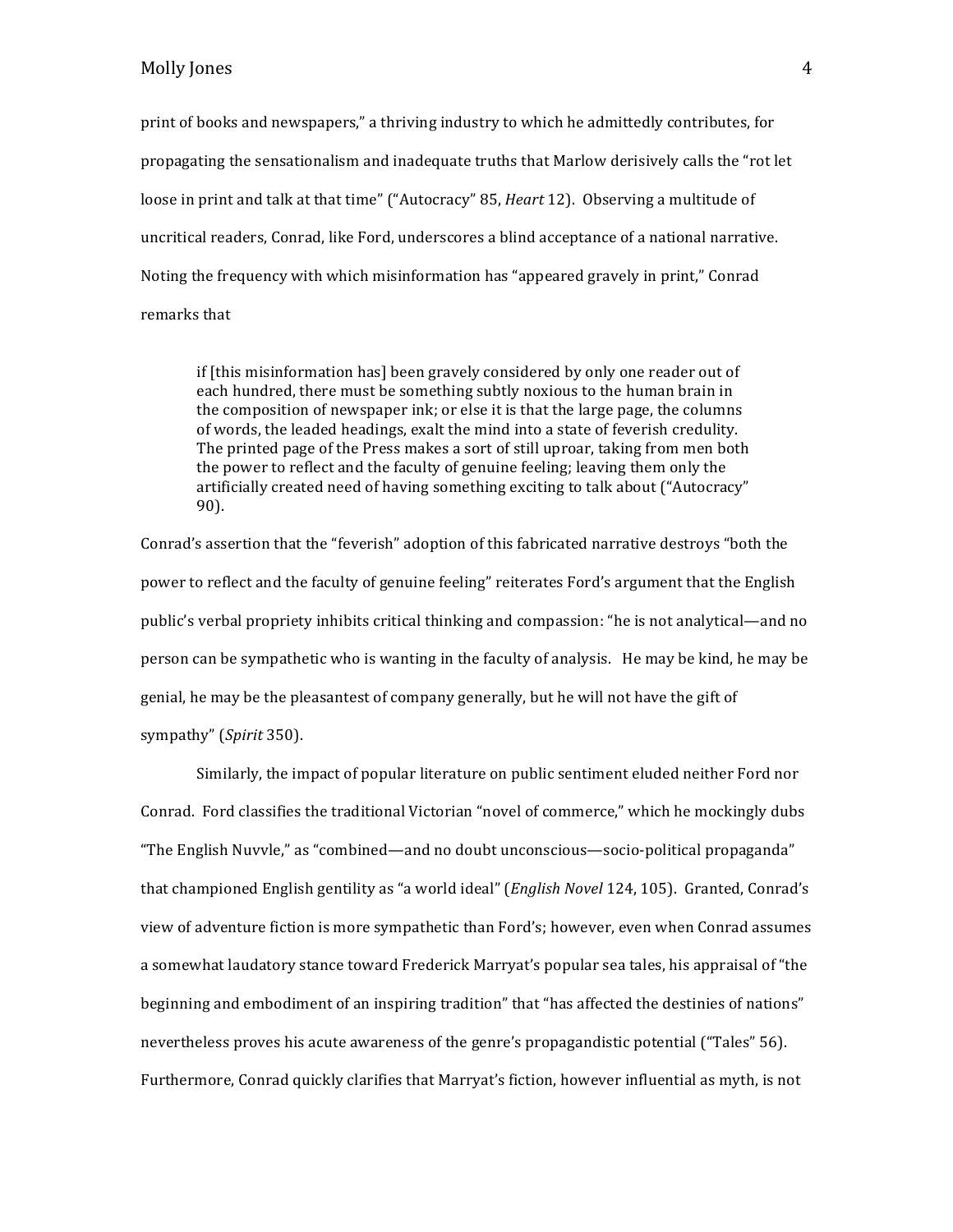print of books and newspapers," a thriving industry to which he admittedly contributes, for propagating the sensationalism and inadequate truths that Marlow derisively calls the "rot let loose in print and talk at that time" ("Autocracy" 85, *Heart* 12). Observing a multitude of uncritical readers, Conrad, like Ford, underscores a blind acceptance of a national narrative. Noting the frequency with which misinformation has "appeared gravely in print," Conrad remarks that

> if [this misinformation has] been gravely considered by only one reader out of each hundred, there must be something subtly noxious to the human brain in the composition of newspaper ink; or else it is that the large page, the columns of words, the leaded headings, exalt the mind into a state of feverish credulity. The printed page of the Press makes a sort of still uproar, taking from men both the power to reflect and the faculty of genuine feeling; leaving them only the artificially created need of having something exciting to talk about ("Autocracy" 90).

Conrad's assertion that the "feverish" adoption of this fabricated narrative destroys "both the power to reflect and the faculty of genuine feeling" reiterates Ford's argument that the English public's verbal propriety inhibits critical thinking and compassion: "he is not analytical—and no person can be sympathetic who is wanting in the faculty of analysis. He may be kind, he may be genial, he may be the pleasantest of company generally, but he will not have the gift of sympathy" (*Spirit* 350).

Similarly, the impact of popular literature on public sentiment eluded neither Ford nor Conrad. Ford classifies the traditional Victorian "novel of commerce," which he mockingly dubs "The English Nuvvle," as "combined—and no doubt unconscious—socio-political propaganda" that championed English gentility as "a world ideal" (*English Novel* 124, 105). Granted, Conrad's view of adventure fiction is more sympathetic than Ford's; however, even when Conrad assumes a somewhat laudatory stance toward Frederick Marryat's popular sea tales, his appraisal of "the beginning and embodiment of an inspiring tradition" that "has affected the destinies of nations" nevertheless proves his acute awareness of the genre's propagandistic potential ("Tales" 56). Furthermore, Conrad quickly clarifies that Marryat's fiction, however influential as myth, is not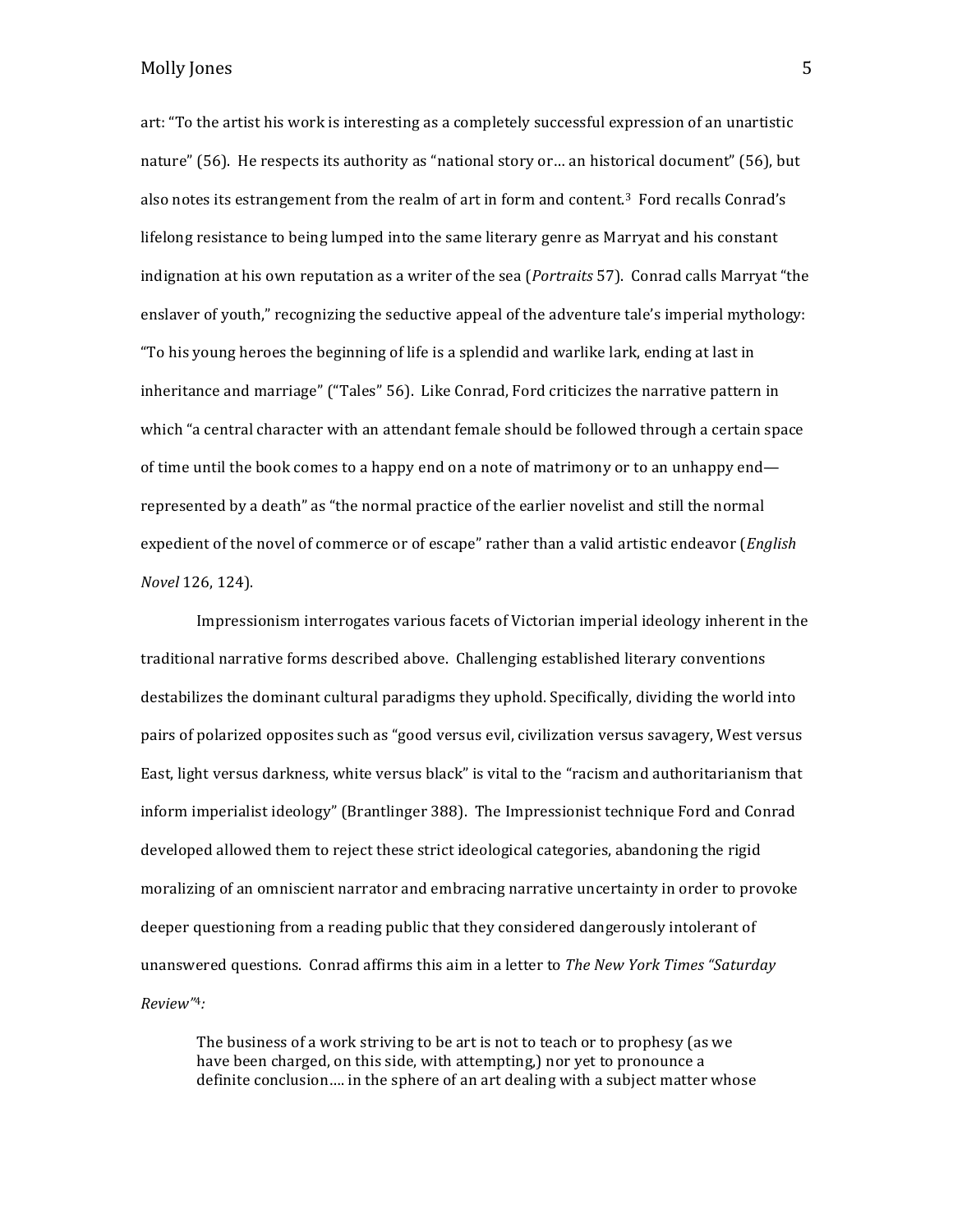art: "To the artist his work is interesting as a completely successful expression of an unartistic nature" (56). He respects its authority as "national story or… an historical document" (56), but also notes its estrangement from the realm of art in form and content.[3] Ford recalls Conrad's lifelong resistance to being lumped into the same literary genre as Marryat and his constant indignation at his own reputation as a writer of the sea (*Portraits* 57). Conrad calls Marryat "the enslaver of youth," recognizing the seductive appeal of the adventure tale's imperial mythology: "To his young heroes the beginning of life is a splendid and warlike lark, ending at last in inheritance and marriage" ("Tales" 56). Like Conrad, Ford criticizes the narrative pattern in which "a central character with an attendant female should be followed through a certain space of time until the book comes to a happy end on a note of matrimony or to an unhappy end—represented by a death" as "the normal practice of the earlier novelist and still the normal expedient of the novel of commerce or of escape" rather than a valid artistic endeavor (*English Novel* 126, 124).

Impressionism interrogates various facets of Victorian imperial ideology inherent in the traditional narrative forms described above. Challenging established literary conventions destabilizes the dominant cultural paradigms they uphold. Specifically, dividing the world into pairs of polarized opposites such as "good versus evil, civilization versus savagery, West versus East, light versus darkness, white versus black" is vital to the "racism and authoritarianism that inform imperialist ideology" (Brantlinger 388). The Impressionist technique Ford and Conrad developed allowed them to reject these strict ideological categories, abandoning the rigid moralizing of an omniscient narrator and embracing narrative uncertainty in order to provoke deeper questioning from a reading public that they considered dangerously intolerant of unanswered questions. Conrad affirms this aim in a letter to *The New York Times "Saturday Review"*[4]*:*

> The business of a work striving to be art is not to teach or to prophesy (as we have been charged, on this side, with attempting,) nor yet to pronounce a definite conclusion…. in the sphere of an art dealing with a subject matter whose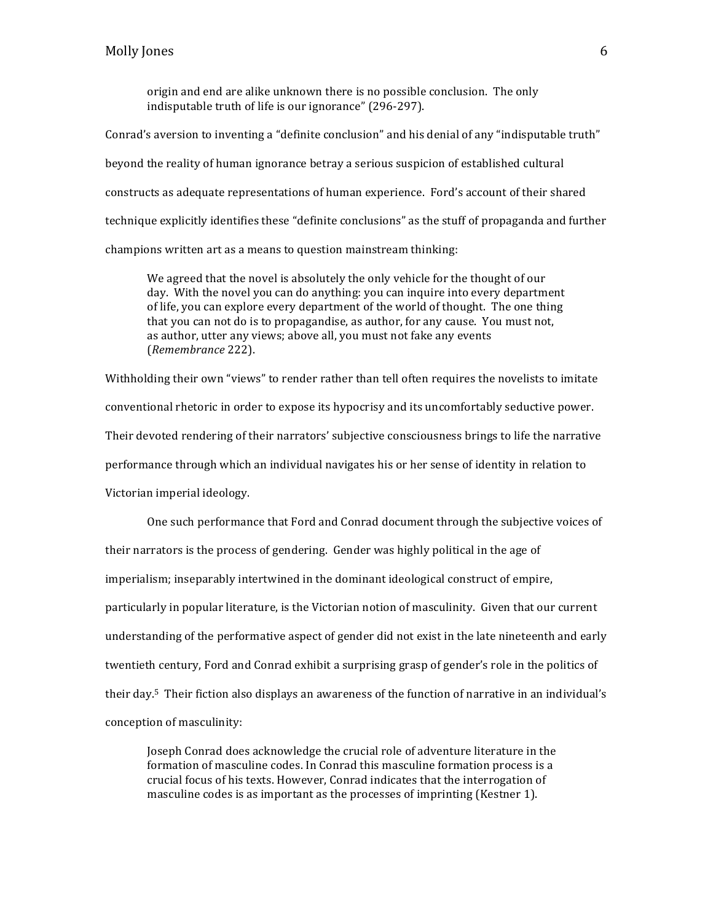> origin and end are alike unknown there is no possible conclusion. The only indisputable truth of life is our ignorance" (296-297).

Conrad's aversion to inventing a "definite conclusion" and his denial of any "indisputable truth" beyond the reality of human ignorance betray a serious suspicion of established cultural constructs as adequate representations of human experience. Ford's account of their shared technique explicitly identifies these "definite conclusions" as the stuff of propaganda and further champions written art as a means to question mainstream thinking:

> We agreed that the novel is absolutely the only vehicle for the thought of our day. With the novel you can do anything: you can inquire into every department of life, you can explore every department of the world of thought. The one thing that you can not do is to propagandise, as author, for any cause. You must not, as author, utter any views; above all, you must not fake any events (*Remembrance* 222).

Withholding their own "views" to render rather than tell often requires the novelists to imitate conventional rhetoric in order to expose its hypocrisy and its uncomfortably seductive power. Their devoted rendering of their narrators' subjective consciousness brings to life the narrative performance through which an individual navigates his or her sense of identity in relation to Victorian imperial ideology.

One such performance that Ford and Conrad document through the subjective voices of their narrators is the process of gendering. Gender was highly political in the age of imperialism; inseparably intertwined in the dominant ideological construct of empire, particularly in popular literature, is the Victorian notion of masculinity. Given that our current understanding of the performative aspect of gender did not exist in the late nineteenth and early twentieth century, Ford and Conrad exhibit a surprising grasp of gender's role in the politics of their day.[5] Their fiction also displays an awareness of the function of narrative in an individual's conception of masculinity:

> Joseph Conrad does acknowledge the crucial role of adventure literature in the formation of masculine codes. In Conrad this masculine formation process is a crucial focus of his texts. However, Conrad indicates that the interrogation of masculine codes is as important as the processes of imprinting (Kestner 1).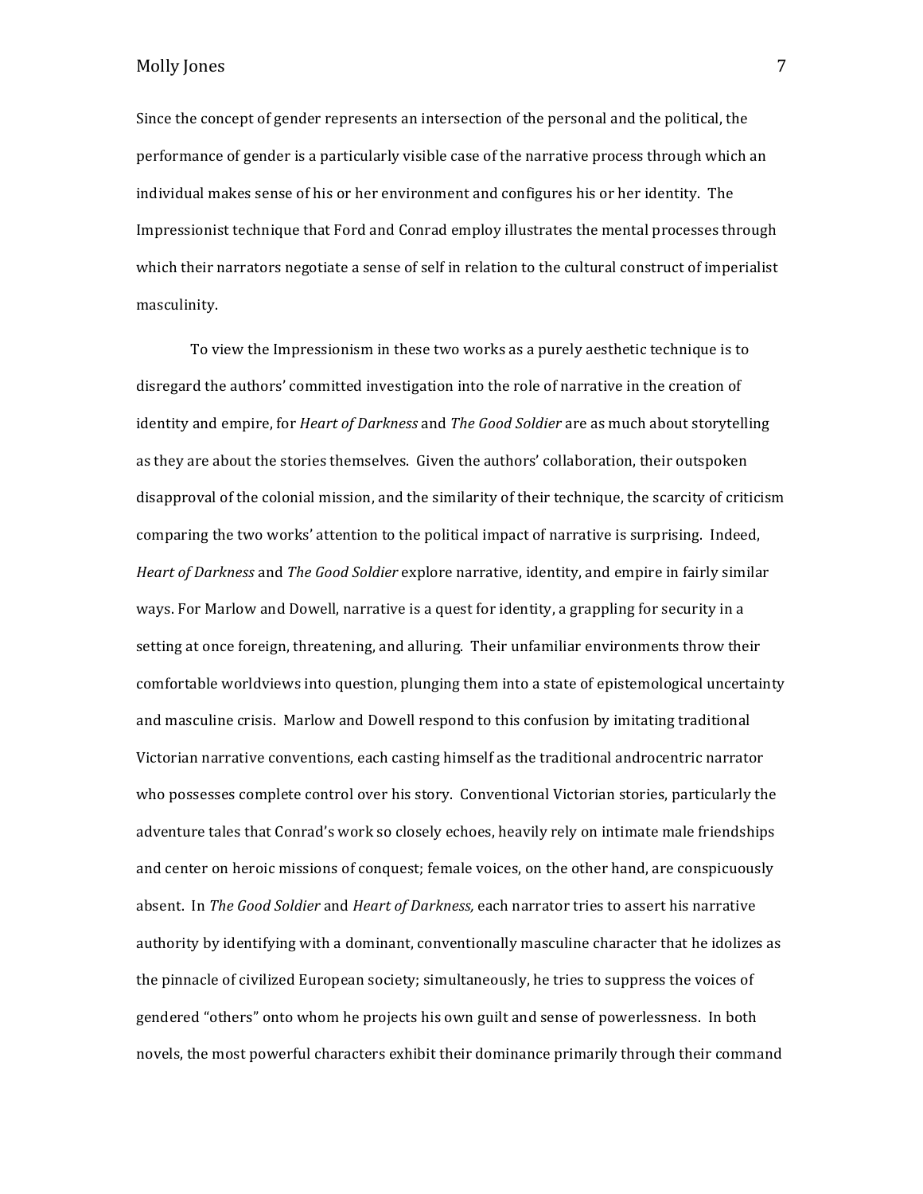Since the concept of gender represents an intersection of the personal and the political, the performance of gender is a particularly visible case of the narrative process through which an individual makes sense of his or her environment and configures his or her identity. The Impressionist technique that Ford and Conrad employ illustrates the mental processes through which their narrators negotiate a sense of self in relation to the cultural construct of imperialist masculinity.

To view the Impressionism in these two works as a purely aesthetic technique is to disregard the authors' committed investigation into the role of narrative in the creation of identity and empire, for *Heart of Darkness* and *The Good Soldier* are as much about storytelling as they are about the stories themselves. Given the authors' collaboration, their outspoken disapproval of the colonial mission, and the similarity of their technique, the scarcity of criticism comparing the two works' attention to the political impact of narrative is surprising. Indeed, *Heart of Darkness* and *The Good Soldier* explore narrative, identity, and empire in fairly similar ways. For Marlow and Dowell, narrative is a quest for identity, a grappling for security in a setting at once foreign, threatening, and alluring. Their unfamiliar environments throw their comfortable worldviews into question, plunging them into a state of epistemological uncertainty and masculine crisis. Marlow and Dowell respond to this confusion by imitating traditional Victorian narrative conventions, each casting himself as the traditional androcentric narrator who possesses complete control over his story. Conventional Victorian stories, particularly the adventure tales that Conrad's work so closely echoes, heavily rely on intimate male friendships and center on heroic missions of conquest; female voices, on the other hand, are conspicuously absent. In *The Good Soldier* and *Heart of Darkness,* each narrator tries to assert his narrative authority by identifying with a dominant, conventionally masculine character that he idolizes as the pinnacle of civilized European society; simultaneously, he tries to suppress the voices of gendered "others" onto whom he projects his own guilt and sense of powerlessness. In both novels, the most powerful characters exhibit their dominance primarily through their command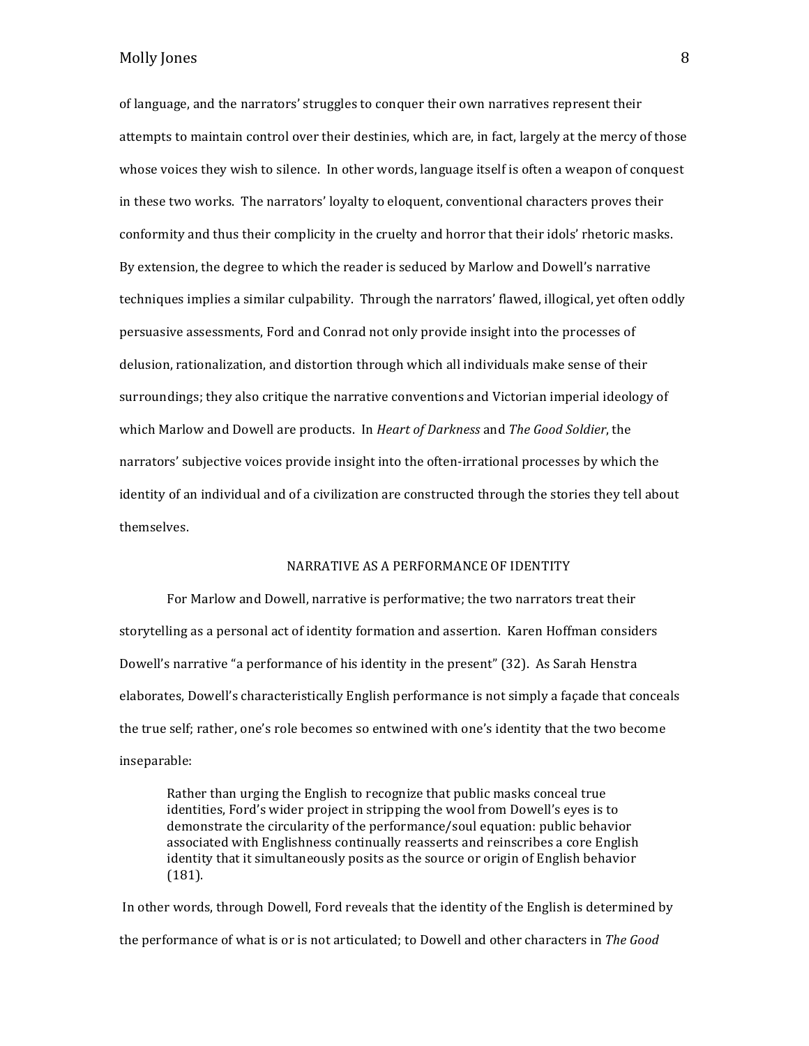of language, and the narrators' struggles to conquer their own narratives represent their attempts to maintain control over their destinies, which are, in fact, largely at the mercy of those whose voices they wish to silence. In other words, language itself is often a weapon of conquest in these two works. The narrators' loyalty to eloquent, conventional characters proves their conformity and thus their complicity in the cruelty and horror that their idols' rhetoric masks. By extension, the degree to which the reader is seduced by Marlow and Dowell's narrative techniques implies a similar culpability. Through the narrators' flawed, illogical, yet often oddly persuasive assessments, Ford and Conrad not only provide insight into the processes of delusion, rationalization, and distortion through which all individuals make sense of their surroundings; they also critique the narrative conventions and Victorian imperial ideology of which Marlow and Dowell are products. In *Heart of Darkness* and *The Good Soldier*, the narrators' subjective voices provide insight into the often-irrational processes by which the identity of an individual and of a civilization are constructed through the stories they tell about themselves.

## NARRATIVE AS A PERFORMANCE OF IDENTITY

For Marlow and Dowell, narrative is performative; the two narrators treat their storytelling as a personal act of identity formation and assertion. Karen Hoffman considers Dowell's narrative "a performance of his identity in the present" (32). As Sarah Henstra elaborates, Dowell's characteristically English performance is not simply a façade that conceals the true self; rather, one's role becomes so entwined with one's identity that the two become inseparable:

> Rather than urging the English to recognize that public masks conceal true identities, Ford's wider project in stripping the wool from Dowell's eyes is to demonstrate the circularity of the performance/soul equation: public behavior associated with Englishness continually reasserts and reinscribes a core English identity that it simultaneously posits as the source or origin of English behavior (181).

In other words, through Dowell, Ford reveals that the identity of the English is determined by the performance of what is or is not articulated; to Dowell and other characters in *The Good*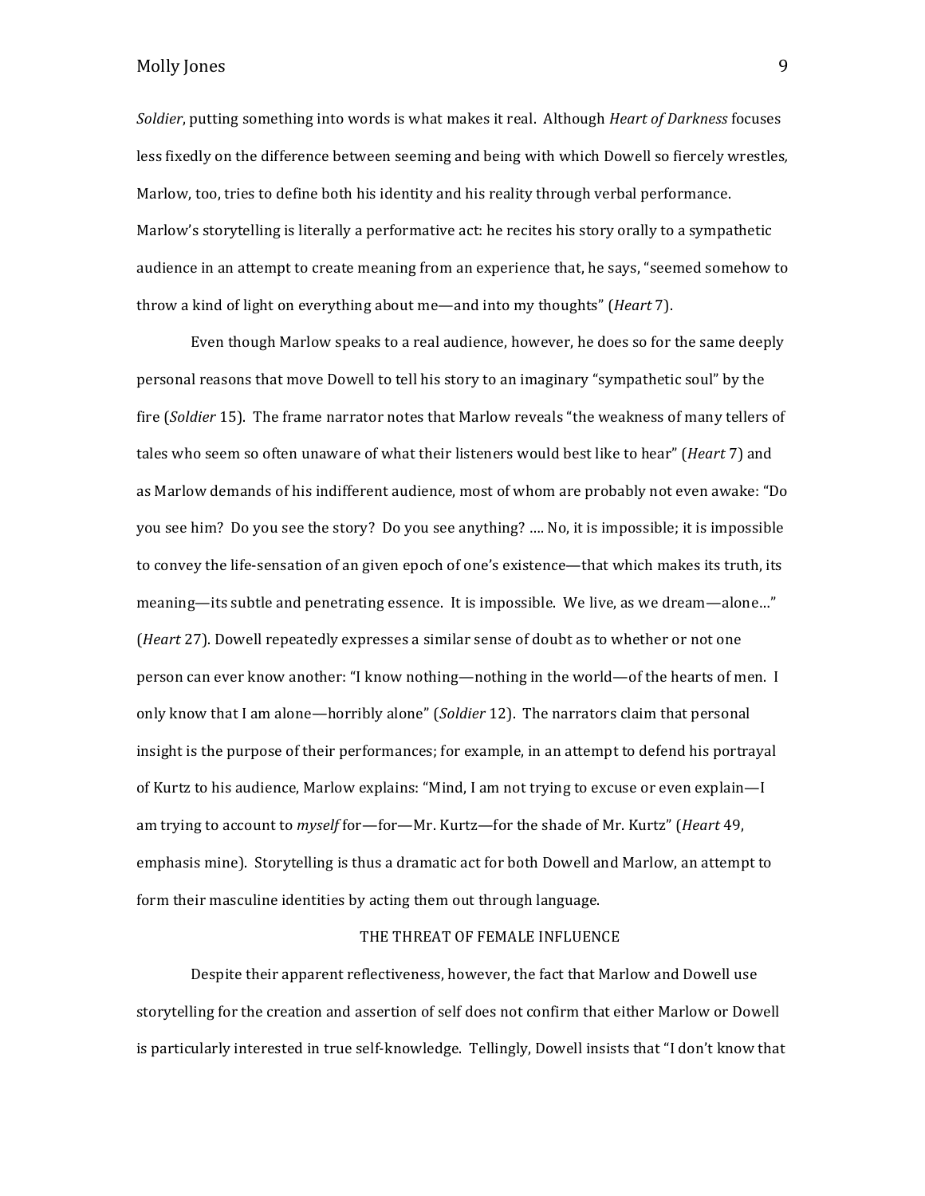*Soldier*, putting something into words is what makes it real. Although *Heart of Darkness* focuses less fixedly on the difference between seeming and being with which Dowell so fiercely wrestles, Marlow, too, tries to define both his identity and his reality through verbal performance. Marlow's storytelling is literally a performative act: he recites his story orally to a sympathetic audience in an attempt to create meaning from an experience that, he says, "seemed somehow to throw a kind of light on everything about me—and into my thoughts" (*Heart* 7).

Even though Marlow speaks to a real audience, however, he does so for the same deeply personal reasons that move Dowell to tell his story to an imaginary "sympathetic soul" by the fire (*Soldier* 15). The frame narrator notes that Marlow reveals "the weakness of many tellers of tales who seem so often unaware of what their listeners would best like to hear" (*Heart* 7) and as Marlow demands of his indifferent audience, most of whom are probably not even awake: "Do you see him? Do you see the story? Do you see anything? .... No, it is impossible; it is impossible to convey the life-sensation of an given epoch of one's existence—that which makes its truth, its meaning—its subtle and penetrating essence. It is impossible. We live, as we dream—alone..." (*Heart* 27). Dowell repeatedly expresses a similar sense of doubt as to whether or not one person can ever know another: "I know nothing—nothing in the world—of the hearts of men. I only know that I am alone—horribly alone" (*Soldier* 12). The narrators claim that personal insight is the purpose of their performances; for example, in an attempt to defend his portrayal of Kurtz to his audience, Marlow explains: "Mind, I am not trying to excuse or even explain—I am trying to account to *myself* for—for—Mr. Kurtz—for the shade of Mr. Kurtz" (*Heart* 49, emphasis mine). Storytelling is thus a dramatic act for both Dowell and Marlow, an attempt to form their masculine identities by acting them out through language.

## THE THREAT OF FEMALE INFLUENCE

Despite their apparent reflectiveness, however, the fact that Marlow and Dowell use storytelling for the creation and assertion of self does not confirm that either Marlow or Dowell is particularly interested in true self-knowledge. Tellingly, Dowell insists that "I don't know that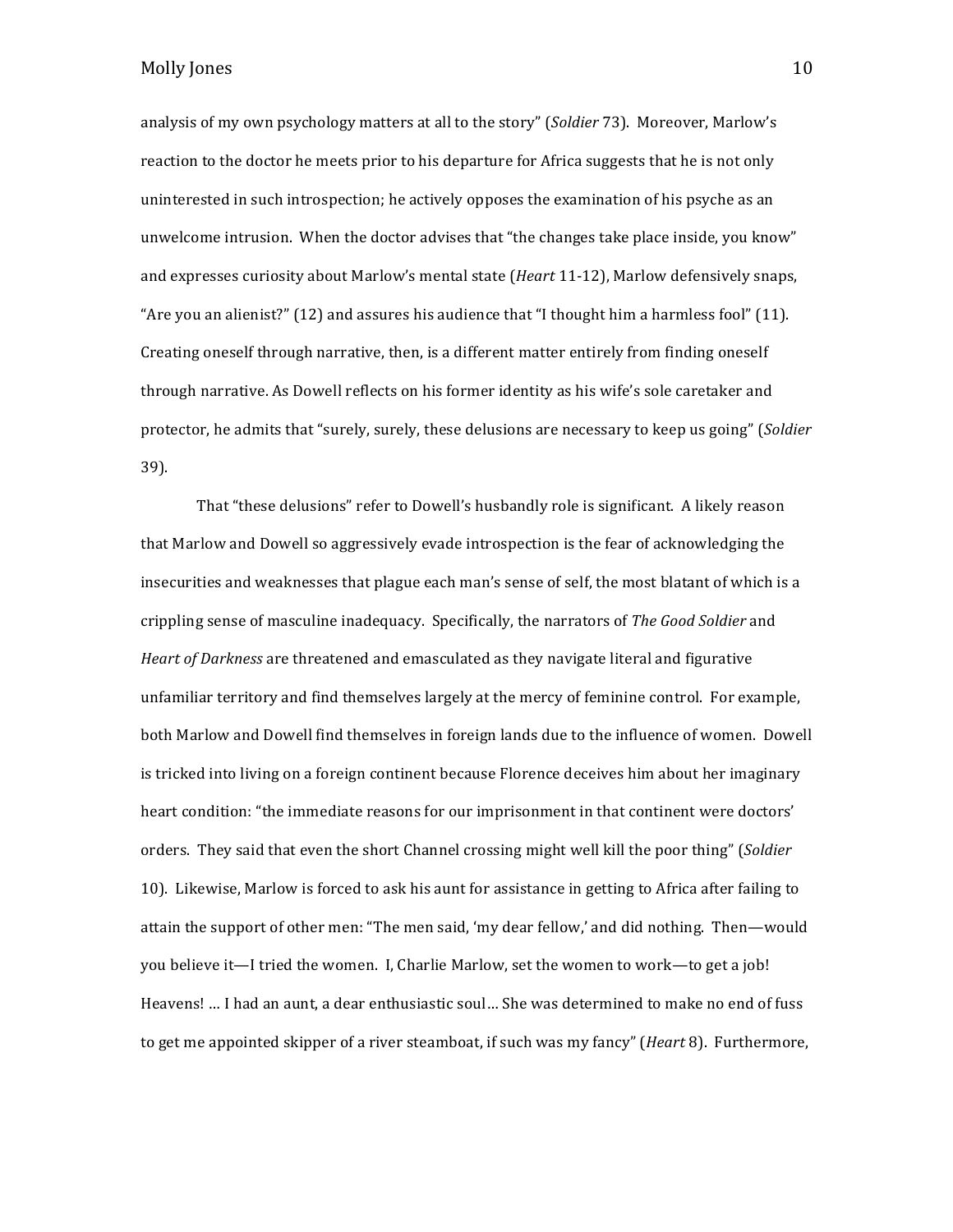analysis of my own psychology matters at all to the story" (*Soldier* 73). Moreover, Marlow's reaction to the doctor he meets prior to his departure for Africa suggests that he is not only uninterested in such introspection; he actively opposes the examination of his psyche as an unwelcome intrusion. When the doctor advises that "the changes take place inside, you know" and expresses curiosity about Marlow's mental state (*Heart* 11-12), Marlow defensively snaps, "Are you an alienist?" (12) and assures his audience that "I thought him a harmless fool" (11). Creating oneself through narrative, then, is a different matter entirely from finding oneself through narrative. As Dowell reflects on his former identity as his wife's sole caretaker and protector, he admits that "surely, surely, these delusions are necessary to keep us going" (*Soldier* 39).

That "these delusions" refer to Dowell's husbandly role is significant. A likely reason that Marlow and Dowell so aggressively evade introspection is the fear of acknowledging the insecurities and weaknesses that plague each man's sense of self, the most blatant of which is a crippling sense of masculine inadequacy. Specifically, the narrators of *The Good Soldier* and *Heart of Darkness* are threatened and emasculated as they navigate literal and figurative unfamiliar territory and find themselves largely at the mercy of feminine control. For example, both Marlow and Dowell find themselves in foreign lands due to the influence of women. Dowell is tricked into living on a foreign continent because Florence deceives him about her imaginary heart condition: "the immediate reasons for our imprisonment in that continent were doctors' orders. They said that even the short Channel crossing might well kill the poor thing" (*Soldier* 10). Likewise, Marlow is forced to ask his aunt for assistance in getting to Africa after failing to attain the support of other men: "The men said, 'my dear fellow,' and did nothing. Then—would you believe it—I tried the women. I, Charlie Marlow, set the women to work—to get a job! Heavens! … I had an aunt, a dear enthusiastic soul… She was determined to make no end of fuss to get me appointed skipper of a river steamboat, if such was my fancy" (*Heart* 8). Furthermore,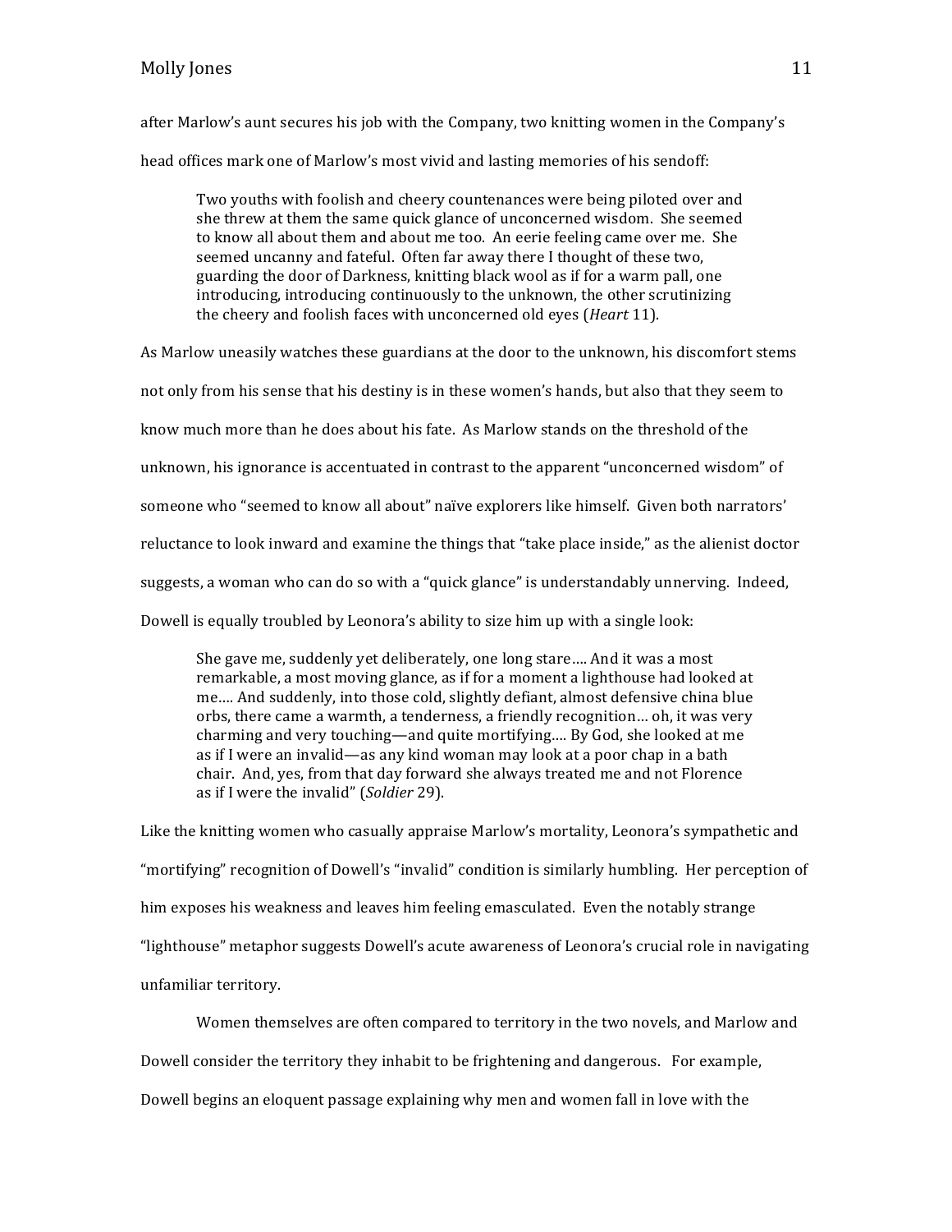after Marlow's aunt secures his job with the Company, two knitting women in the Company's head offices mark one of Marlow's most vivid and lasting memories of his sendoff:

> Two youths with foolish and cheery countenances were being piloted over and she threw at them the same quick glance of unconcerned wisdom. She seemed to know all about them and about me too. An eerie feeling came over me. She seemed uncanny and fateful. Often far away there I thought of these two, guarding the door of Darkness, knitting black wool as if for a warm pall, one introducing, introducing continuously to the unknown, the other scrutinizing the cheery and foolish faces with unconcerned old eyes (*Heart* 11).

As Marlow uneasily watches these guardians at the door to the unknown, his discomfort stems not only from his sense that his destiny is in these women's hands, but also that they seem to know much more than he does about his fate. As Marlow stands on the threshold of the unknown, his ignorance is accentuated in contrast to the apparent "unconcerned wisdom" of someone who "seemed to know all about" naïve explorers like himself. Given both narrators' reluctance to look inward and examine the things that "take place inside," as the alienist doctor suggests, a woman who can do so with a "quick glance" is understandably unnerving. Indeed, Dowell is equally troubled by Leonora's ability to size him up with a single look:

> She gave me, suddenly yet deliberately, one long stare…. And it was a most remarkable, a most moving glance, as if for a moment a lighthouse had looked at me…. And suddenly, into those cold, slightly defiant, almost defensive china blue orbs, there came a warmth, a tenderness, a friendly recognition… oh, it was very charming and very touching—and quite mortifying…. By God, she looked at me as if I were an invalid—as any kind woman may look at a poor chap in a bath chair. And, yes, from that day forward she always treated me and not Florence as if I were the invalid" (*Soldier* 29).

Like the knitting women who casually appraise Marlow's mortality, Leonora's sympathetic and "mortifying" recognition of Dowell's "invalid" condition is similarly humbling. Her perception of him exposes his weakness and leaves him feeling emasculated. Even the notably strange "lighthouse" metaphor suggests Dowell's acute awareness of Leonora's crucial role in navigating unfamiliar territory.

Women themselves are often compared to territory in the two novels, and Marlow and Dowell consider the territory they inhabit to be frightening and dangerous. For example, Dowell begins an eloquent passage explaining why men and women fall in love with the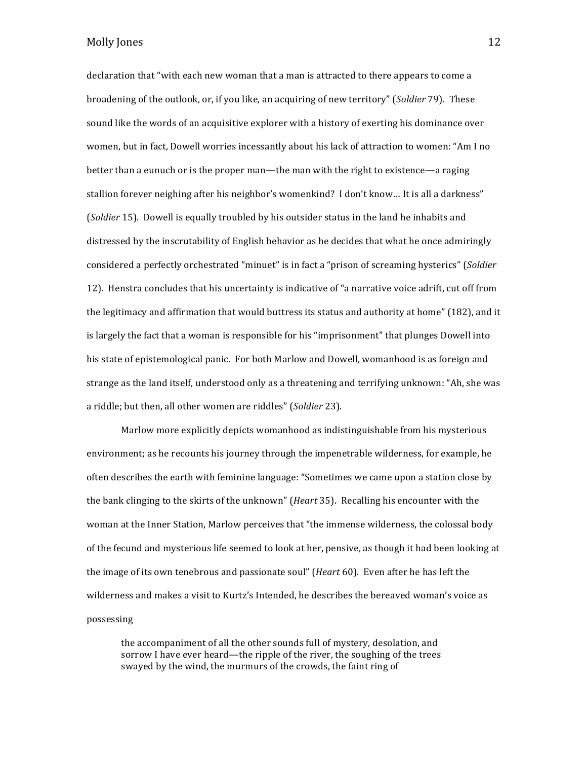declaration that "with each new woman that a man is attracted to there appears to come a broadening of the outlook, or, if you like, an acquiring of new territory" (*Soldier* 79). These sound like the words of an acquisitive explorer with a history of exerting his dominance over women, but in fact, Dowell worries incessantly about his lack of attraction to women: "Am I no better than a eunuch or is the proper man—the man with the right to existence—a raging stallion forever neighing after his neighbor's womenkind? I don't know… It is all a darkness" (*Soldier* 15). Dowell is equally troubled by his outsider status in the land he inhabits and distressed by the inscrutability of English behavior as he decides that what he once admiringly considered a perfectly orchestrated "minuet" is in fact a "prison of screaming hysterics" (*Soldier* 12). Henstra concludes that his uncertainty is indicative of "a narrative voice adrift, cut off from the legitimacy and affirmation that would buttress its status and authority at home" (182), and it is largely the fact that a woman is responsible for his "imprisonment" that plunges Dowell into his state of epistemological panic. For both Marlow and Dowell, womanhood is as foreign and strange as the land itself, understood only as a threatening and terrifying unknown: "Ah, she was a riddle; but then, all other women are riddles" (*Soldier* 23).

Marlow more explicitly depicts womanhood as indistinguishable from his mysterious environment; as he recounts his journey through the impenetrable wilderness, for example, he often describes the earth with feminine language: "Sometimes we came upon a station close by the bank clinging to the skirts of the unknown" (*Heart* 35). Recalling his encounter with the woman at the Inner Station, Marlow perceives that "the immense wilderness, the colossal body of the fecund and mysterious life seemed to look at her, pensive, as though it had been looking at the image of its own tenebrous and passionate soul" (*Heart* 60). Even after he has left the wilderness and makes a visit to Kurtz's Intended, he describes the bereaved woman's voice as possessing

> the accompaniment of all the other sounds full of mystery, desolation, and sorrow I have ever heard—the ripple of the river, the soughing of the trees swayed by the wind, the murmurs of the crowds, the faint ring of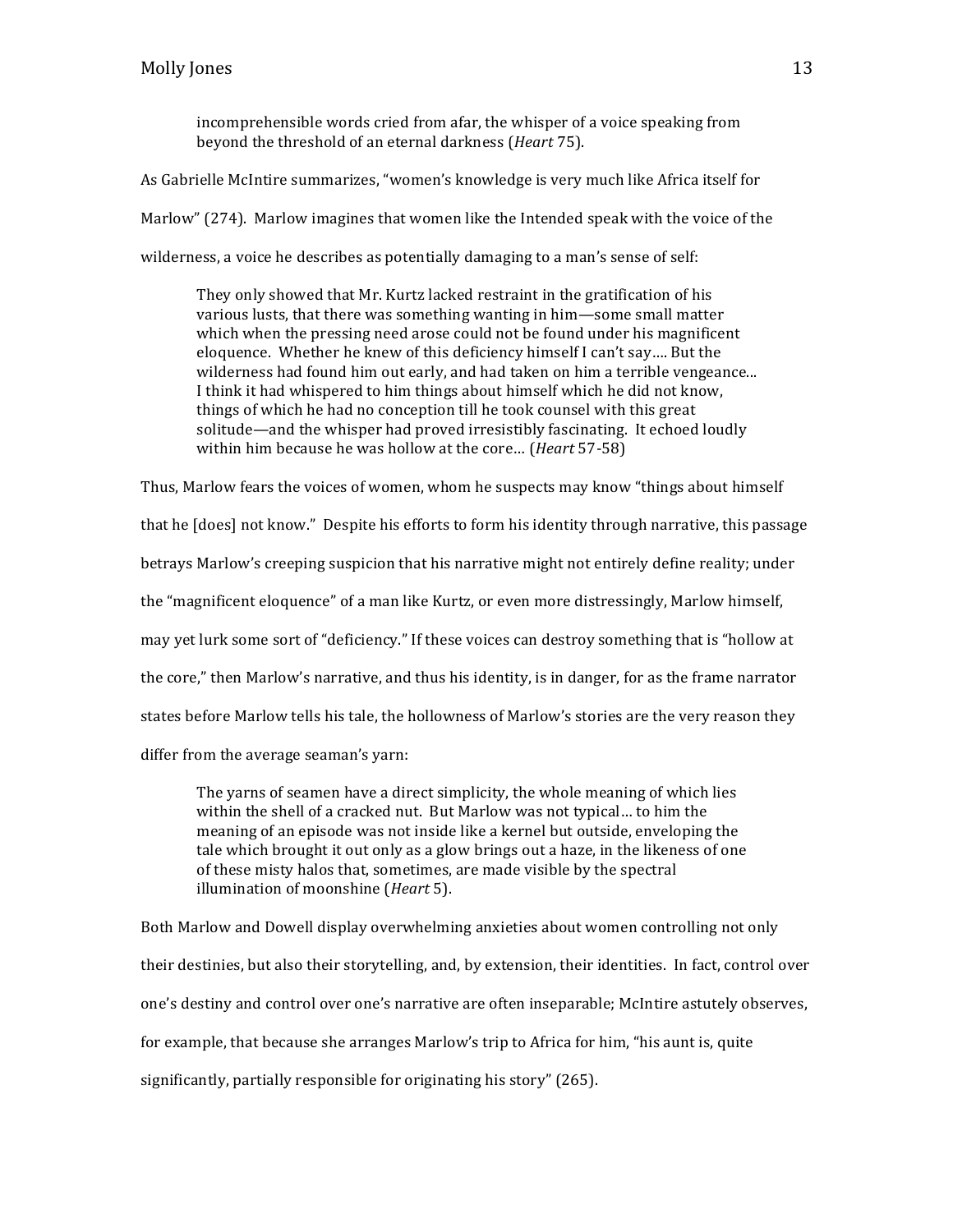> incomprehensible words cried from afar, the whisper of a voice speaking from beyond the threshold of an eternal darkness (*Heart* 75).

As Gabrielle McIntire summarizes, "women's knowledge is very much like Africa itself for Marlow" (274). Marlow imagines that women like the Intended speak with the voice of the wilderness, a voice he describes as potentially damaging to a man's sense of self:

> They only showed that Mr. Kurtz lacked restraint in the gratification of his various lusts, that there was something wanting in him—some small matter which when the pressing need arose could not be found under his magnificent eloquence. Whether he knew of this deficiency himself I can't say…. But the wilderness had found him out early, and had taken on him a terrible vengeance... I think it had whispered to him things about himself which he did not know, things of which he had no conception till he took counsel with this great solitude—and the whisper had proved irresistibly fascinating. It echoed loudly within him because he was hollow at the core… (*Heart* 57-58)

Thus, Marlow fears the voices of women, whom he suspects may know "things about himself that he [does] not know." Despite his efforts to form his identity through narrative, this passage betrays Marlow's creeping suspicion that his narrative might not entirely define reality; under the "magnificent eloquence" of a man like Kurtz, or even more distressingly, Marlow himself, may yet lurk some sort of "deficiency." If these voices can destroy something that is "hollow at the core," then Marlow's narrative, and thus his identity, is in danger, for as the frame narrator states before Marlow tells his tale, the hollowness of Marlow's stories are the very reason they differ from the average seaman's yarn:

> The yarns of seamen have a direct simplicity, the whole meaning of which lies within the shell of a cracked nut. But Marlow was not typical… to him the meaning of an episode was not inside like a kernel but outside, enveloping the tale which brought it out only as a glow brings out a haze, in the likeness of one of these misty halos that, sometimes, are made visible by the spectral illumination of moonshine (*Heart* 5).

Both Marlow and Dowell display overwhelming anxieties about women controlling not only their destinies, but also their storytelling, and, by extension, their identities. In fact, control over one's destiny and control over one's narrative are often inseparable; McIntire astutely observes, for example, that because she arranges Marlow's trip to Africa for him, "his aunt is, quite significantly, partially responsible for originating his story" (265).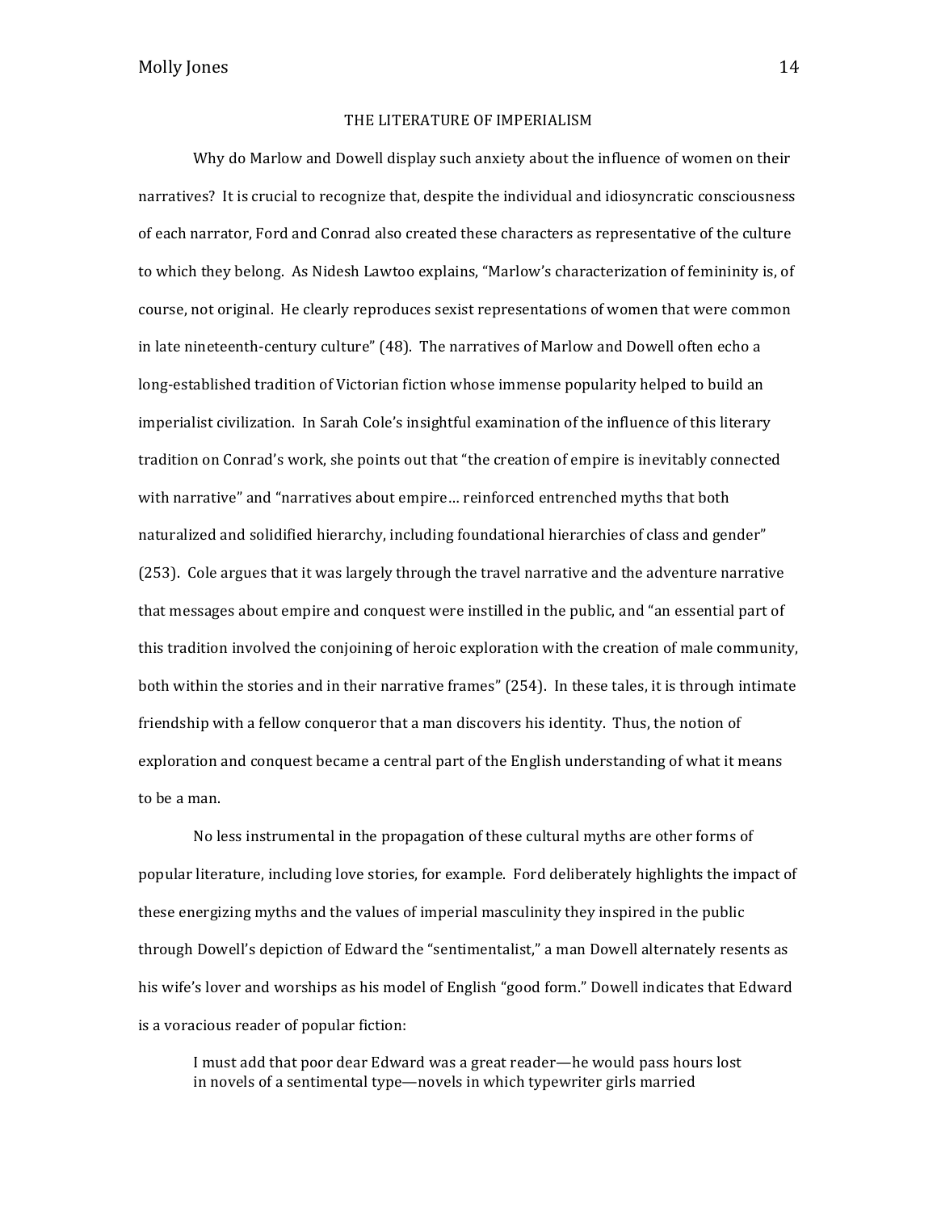## THE LITERATURE OF IMPERIALISM

Why do Marlow and Dowell display such anxiety about the influence of women on their narratives? It is crucial to recognize that, despite the individual and idiosyncratic consciousness of each narrator, Ford and Conrad also created these characters as representative of the culture to which they belong. As Nidesh Lawtoo explains, "Marlow's characterization of femininity is, of course, not original. He clearly reproduces sexist representations of women that were common in late nineteenth-century culture" (48). The narratives of Marlow and Dowell often echo a long-established tradition of Victorian fiction whose immense popularity helped to build an imperialist civilization. In Sarah Cole's insightful examination of the influence of this literary tradition on Conrad's work, she points out that "the creation of empire is inevitably connected with narrative" and "narratives about empire… reinforced entrenched myths that both naturalized and solidified hierarchy, including foundational hierarchies of class and gender" (253). Cole argues that it was largely through the travel narrative and the adventure narrative that messages about empire and conquest were instilled in the public, and "an essential part of this tradition involved the conjoining of heroic exploration with the creation of male community, both within the stories and in their narrative frames" (254). In these tales, it is through intimate friendship with a fellow conqueror that a man discovers his identity. Thus, the notion of exploration and conquest became a central part of the English understanding of what it means to be a man.

No less instrumental in the propagation of these cultural myths are other forms of popular literature, including love stories, for example. Ford deliberately highlights the impact of these energizing myths and the values of imperial masculinity they inspired in the public through Dowell's depiction of Edward the "sentimentalist," a man Dowell alternately resents as his wife's lover and worships as his model of English "good form." Dowell indicates that Edward is a voracious reader of popular fiction:

> I must add that poor dear Edward was a great reader—he would pass hours lost in novels of a sentimental type—novels in which typewriter girls married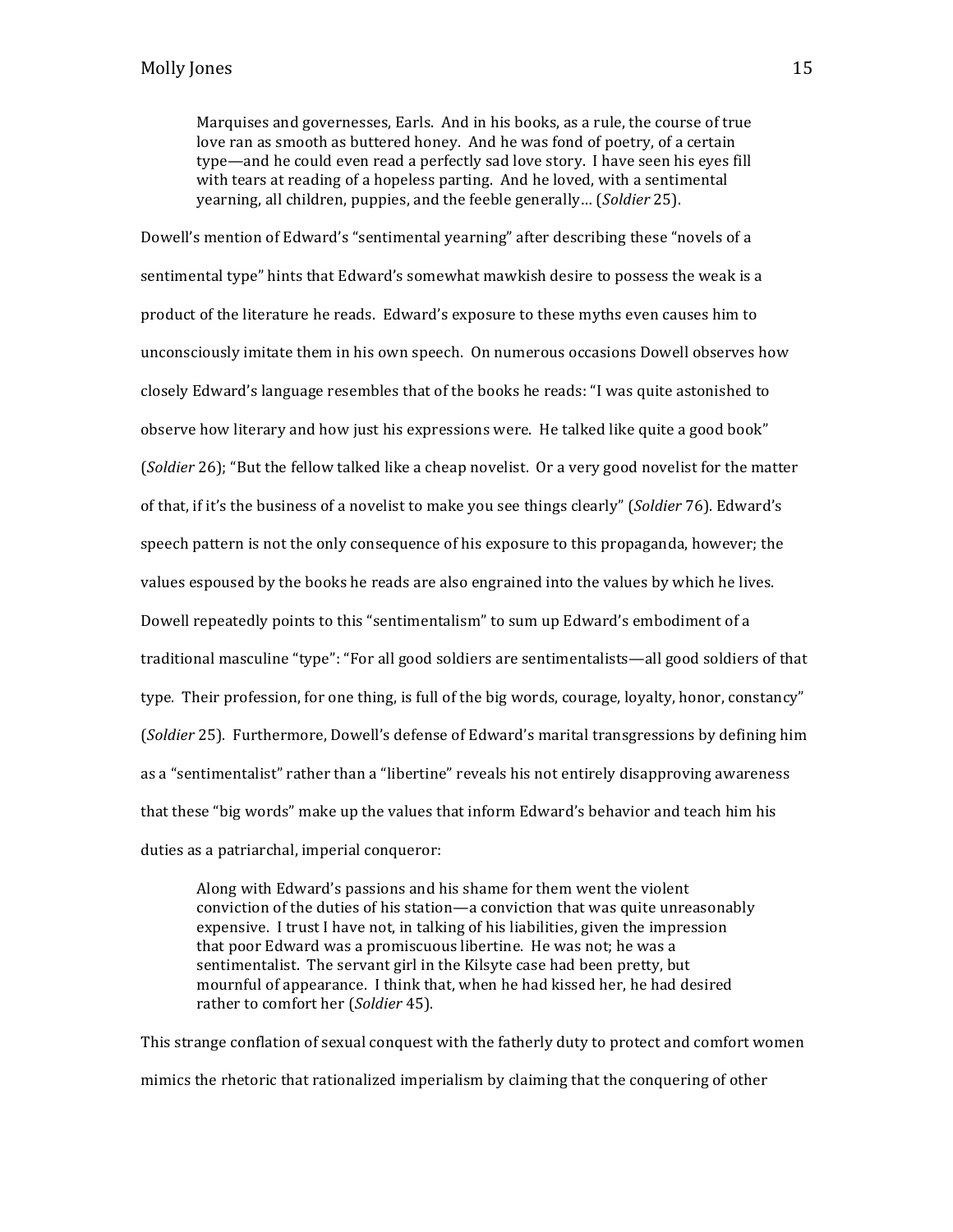> Marquises and governesses, Earls. And in his books, as a rule, the course of true love ran as smooth as buttered honey. And he was fond of poetry, of a certain type—and he could even read a perfectly sad love story. I have seen his eyes fill with tears at reading of a hopeless parting. And he loved, with a sentimental yearning, all children, puppies, and the feeble generally… (*Soldier* 25).

Dowell's mention of Edward's "sentimental yearning" after describing these "novels of a sentimental type" hints that Edward's somewhat mawkish desire to possess the weak is a product of the literature he reads. Edward's exposure to these myths even causes him to unconsciously imitate them in his own speech. On numerous occasions Dowell observes how closely Edward's language resembles that of the books he reads: "I was quite astonished to observe how literary and how just his expressions were. He talked like quite a good book" (*Soldier* 26); "But the fellow talked like a cheap novelist. Or a very good novelist for the matter of that, if it's the business of a novelist to make you see things clearly" (*Soldier* 76). Edward's speech pattern is not the only consequence of his exposure to this propaganda, however; the values espoused by the books he reads are also engrained into the values by which he lives. Dowell repeatedly points to this "sentimentalism" to sum up Edward's embodiment of a traditional masculine "type": "For all good soldiers are sentimentalists—all good soldiers of that type. Their profession, for one thing, is full of the big words, courage, loyalty, honor, constancy" (*Soldier* 25). Furthermore, Dowell's defense of Edward's marital transgressions by defining him as a "sentimentalist" rather than a "libertine" reveals his not entirely disapproving awareness that these "big words" make up the values that inform Edward's behavior and teach him his duties as a patriarchal, imperial conqueror:

> Along with Edward's passions and his shame for them went the violent conviction of the duties of his station—a conviction that was quite unreasonably expensive. I trust I have not, in talking of his liabilities, given the impression that poor Edward was a promiscuous libertine. He was not; he was a sentimentalist. The servant girl in the Kilsyte case had been pretty, but mournful of appearance. I think that, when he had kissed her, he had desired rather to comfort her (*Soldier* 45).

This strange conflation of sexual conquest with the fatherly duty to protect and comfort women mimics the rhetoric that rationalized imperialism by claiming that the conquering of other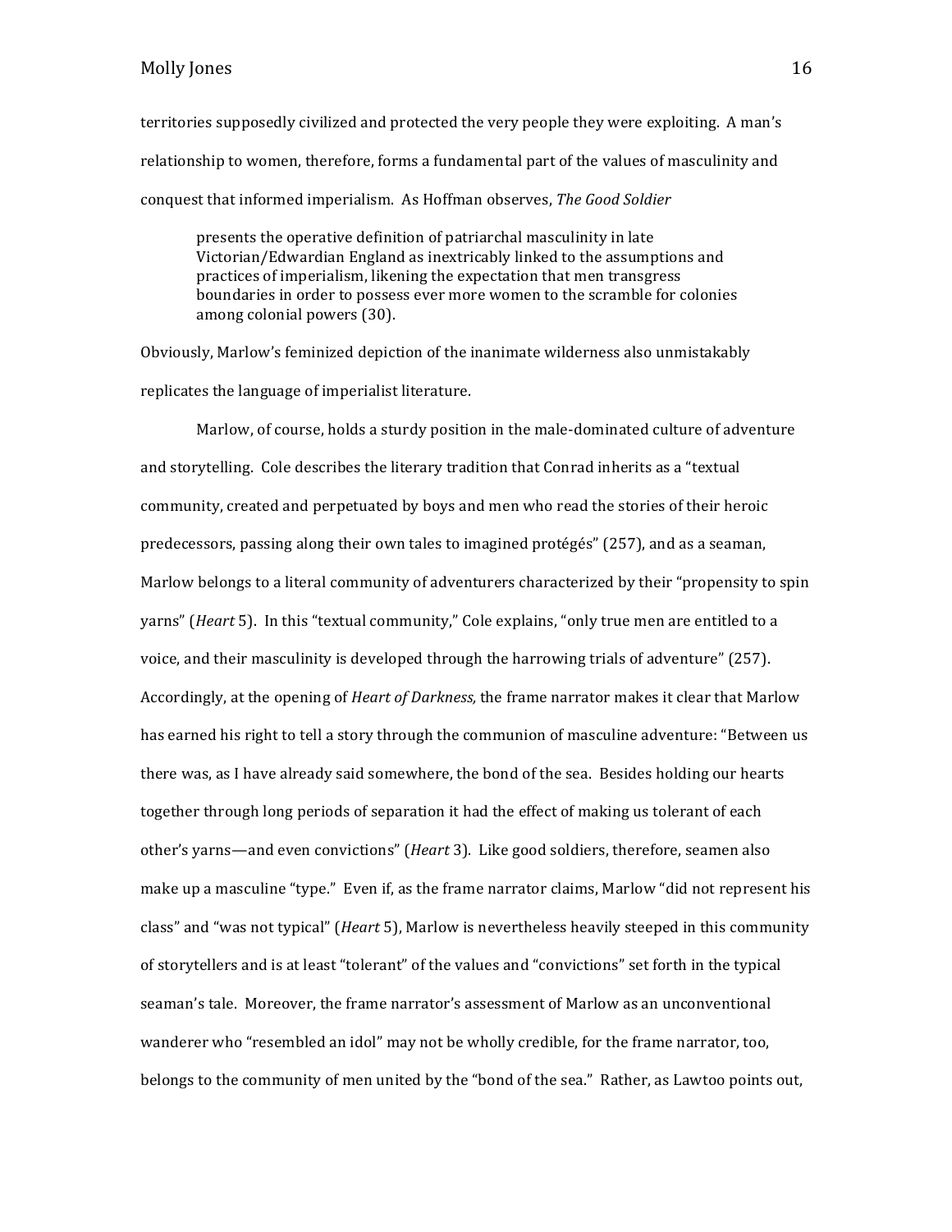territories supposedly civilized and protected the very people they were exploiting. A man's relationship to women, therefore, forms a fundamental part of the values of masculinity and conquest that informed imperialism. As Hoffman observes, *The Good Soldier*

> presents the operative definition of patriarchal masculinity in late Victorian/Edwardian England as inextricably linked to the assumptions and practices of imperialism, likening the expectation that men transgress boundaries in order to possess ever more women to the scramble for colonies among colonial powers (30).

Obviously, Marlow's feminized depiction of the inanimate wilderness also unmistakably replicates the language of imperialist literature.

Marlow, of course, holds a sturdy position in the male-dominated culture of adventure and storytelling. Cole describes the literary tradition that Conrad inherits as a "textual community, created and perpetuated by boys and men who read the stories of their heroic predecessors, passing along their own tales to imagined protégés" (257), and as a seaman, Marlow belongs to a literal community of adventurers characterized by their "propensity to spin yarns" (*Heart* 5). In this "textual community," Cole explains, "only true men are entitled to a voice, and their masculinity is developed through the harrowing trials of adventure" (257). Accordingly, at the opening of *Heart of Darkness,* the frame narrator makes it clear that Marlow has earned his right to tell a story through the communion of masculine adventure: "Between us there was, as I have already said somewhere, the bond of the sea. Besides holding our hearts together through long periods of separation it had the effect of making us tolerant of each other's yarns—and even convictions" (*Heart* 3). Like good soldiers, therefore, seamen also make up a masculine "type." Even if, as the frame narrator claims, Marlow "did not represent his class" and "was not typical" (*Heart* 5), Marlow is nevertheless heavily steeped in this community of storytellers and is at least "tolerant" of the values and "convictions" set forth in the typical seaman's tale. Moreover, the frame narrator's assessment of Marlow as an unconventional wanderer who "resembled an idol" may not be wholly credible, for the frame narrator, too, belongs to the community of men united by the "bond of the sea." Rather, as Lawtoo points out,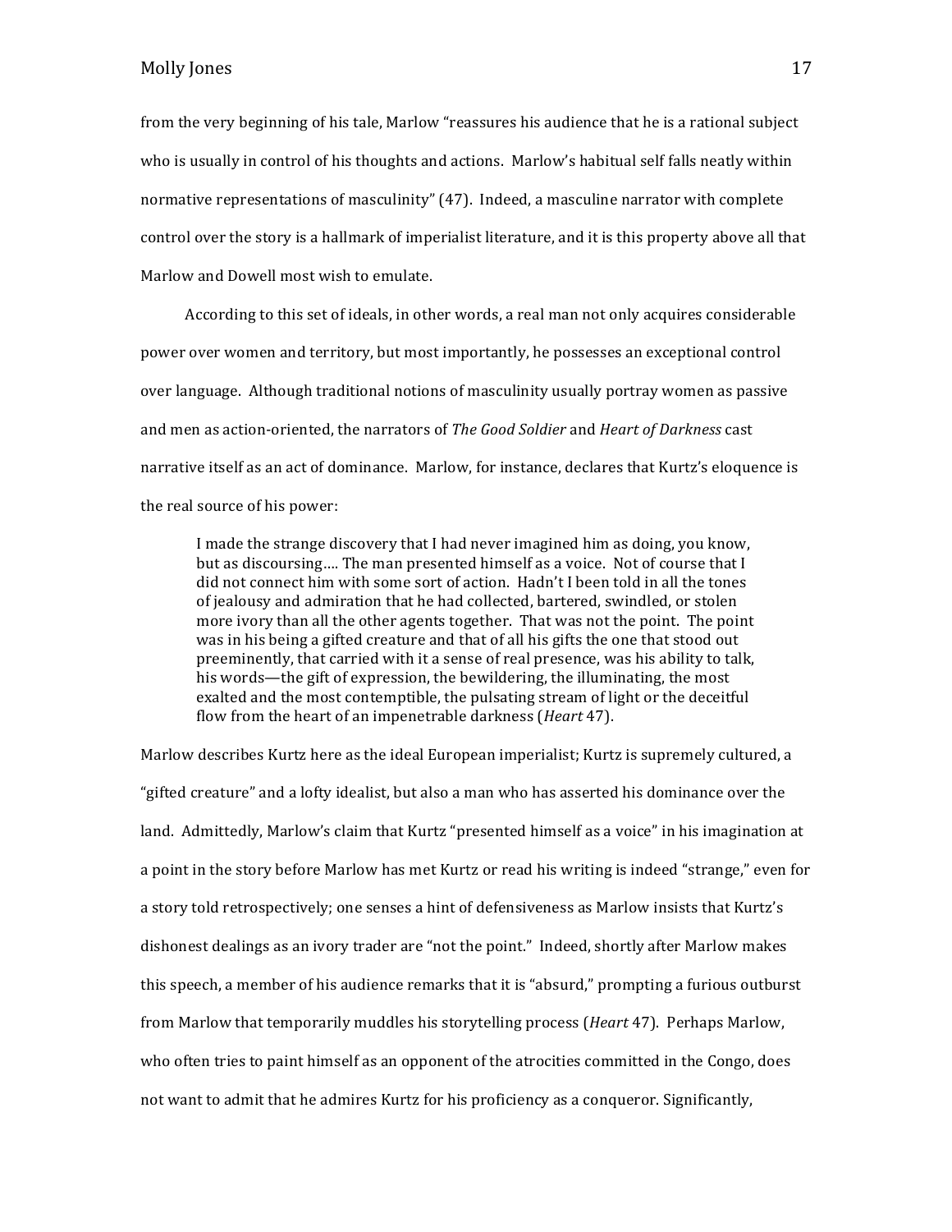from the very beginning of his tale, Marlow "reassures his audience that he is a rational subject who is usually in control of his thoughts and actions. Marlow's habitual self falls neatly within normative representations of masculinity" (47). Indeed, a masculine narrator with complete control over the story is a hallmark of imperialist literature, and it is this property above all that Marlow and Dowell most wish to emulate.

According to this set of ideals, in other words, a real man not only acquires considerable power over women and territory, but most importantly, he possesses an exceptional control over language. Although traditional notions of masculinity usually portray women as passive and men as action-oriented, the narrators of *The Good Soldier* and *Heart of Darkness* cast narrative itself as an act of dominance. Marlow, for instance, declares that Kurtz's eloquence is the real source of his power:

> I made the strange discovery that I had never imagined him as doing, you know, but as discoursing…. The man presented himself as a voice. Not of course that I did not connect him with some sort of action. Hadn't I been told in all the tones of jealousy and admiration that he had collected, bartered, swindled, or stolen more ivory than all the other agents together. That was not the point. The point was in his being a gifted creature and that of all his gifts the one that stood out preeminently, that carried with it a sense of real presence, was his ability to talk, his words—the gift of expression, the bewildering, the illuminating, the most exalted and the most contemptible, the pulsating stream of light or the deceitful flow from the heart of an impenetrable darkness (*Heart* 47).

Marlow describes Kurtz here as the ideal European imperialist; Kurtz is supremely cultured, a "gifted creature" and a lofty idealist, but also a man who has asserted his dominance over the land. Admittedly, Marlow's claim that Kurtz "presented himself as a voice" in his imagination at a point in the story before Marlow has met Kurtz or read his writing is indeed "strange," even for a story told retrospectively; one senses a hint of defensiveness as Marlow insists that Kurtz's dishonest dealings as an ivory trader are "not the point." Indeed, shortly after Marlow makes this speech, a member of his audience remarks that it is "absurd," prompting a furious outburst from Marlow that temporarily muddles his storytelling process (*Heart* 47). Perhaps Marlow, who often tries to paint himself as an opponent of the atrocities committed in the Congo, does not want to admit that he admires Kurtz for his proficiency as a conqueror. Significantly,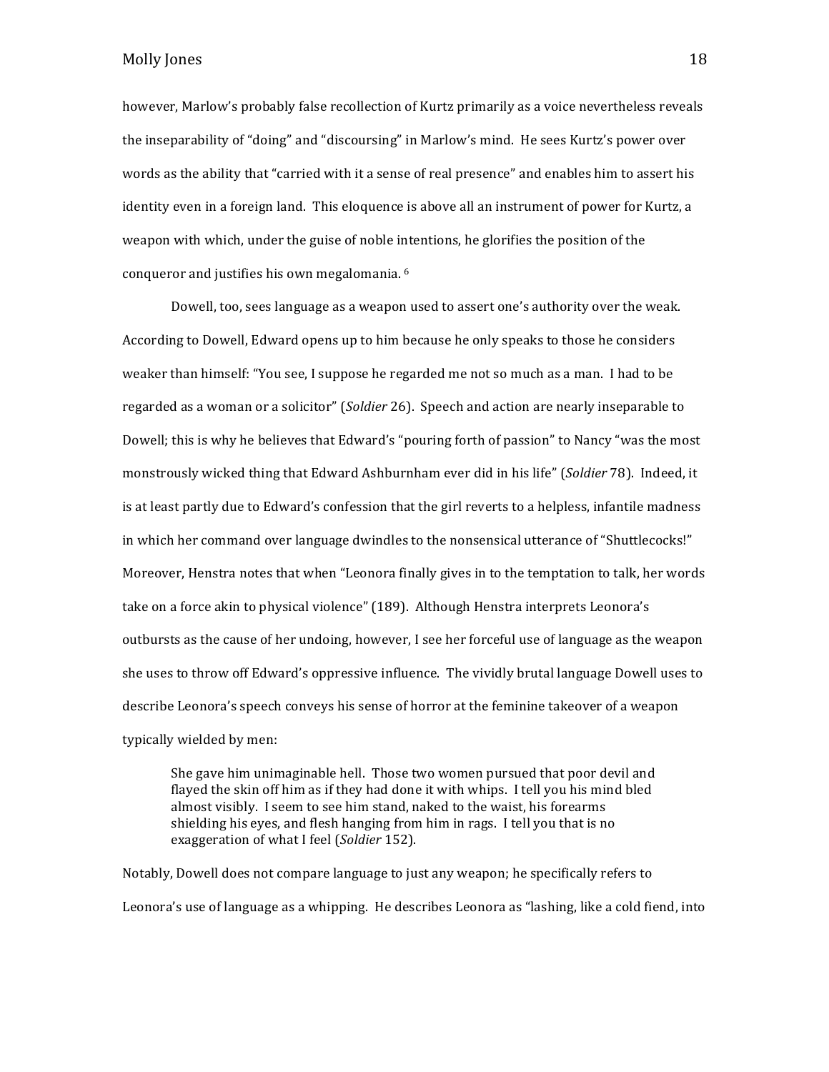however, Marlow's probably false recollection of Kurtz primarily as a voice nevertheless reveals the inseparability of "doing" and "discoursing" in Marlow's mind. He sees Kurtz's power over words as the ability that "carried with it a sense of real presence" and enables him to assert his identity even in a foreign land. This eloquence is above all an instrument of power for Kurtz, a weapon with which, under the guise of noble intentions, he glorifies the position of the conqueror and justifies his own megalomania. [6]

Dowell, too, sees language as a weapon used to assert one's authority over the weak. According to Dowell, Edward opens up to him because he only speaks to those he considers weaker than himself: "You see, I suppose he regarded me not so much as a man. I had to be regarded as a woman or a solicitor" (*Soldier* 26). Speech and action are nearly inseparable to Dowell; this is why he believes that Edward's "pouring forth of passion" to Nancy "was the most monstrously wicked thing that Edward Ashburnham ever did in his life" (*Soldier* 78). Indeed, it is at least partly due to Edward's confession that the girl reverts to a helpless, infantile madness in which her command over language dwindles to the nonsensical utterance of "Shuttlecocks!" Moreover, Henstra notes that when "Leonora finally gives in to the temptation to talk, her words take on a force akin to physical violence" (189). Although Henstra interprets Leonora's outbursts as the cause of her undoing, however, I see her forceful use of language as the weapon she uses to throw off Edward's oppressive influence. The vividly brutal language Dowell uses to describe Leonora's speech conveys his sense of horror at the feminine takeover of a weapon typically wielded by men:

> She gave him unimaginable hell. Those two women pursued that poor devil and flayed the skin off him as if they had done it with whips. I tell you his mind bled almost visibly. I seem to see him stand, naked to the waist, his forearms shielding his eyes, and flesh hanging from him in rags. I tell you that is no exaggeration of what I feel (*Soldier* 152).

Notably, Dowell does not compare language to just any weapon; he specifically refers to Leonora's use of language as a whipping. He describes Leonora as "lashing, like a cold fiend, into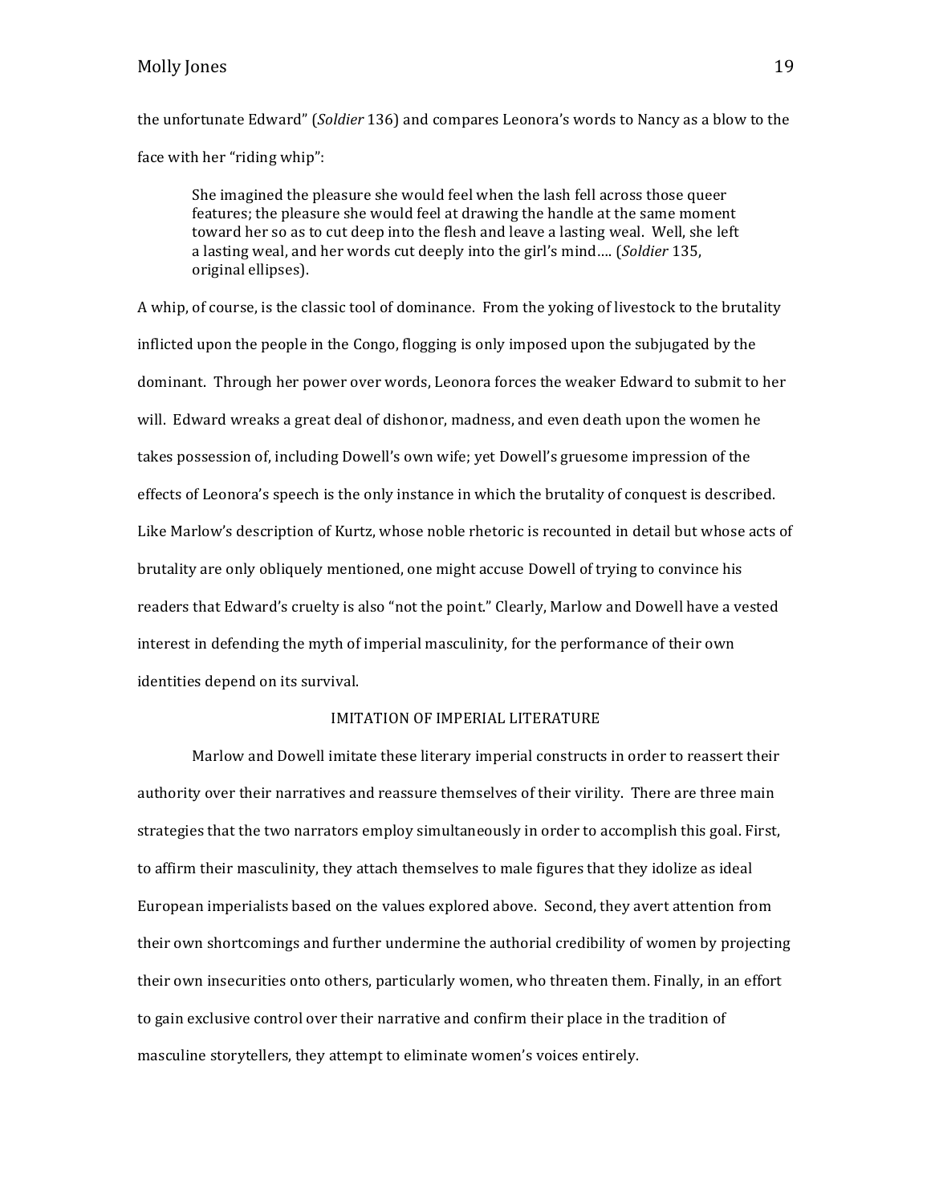the unfortunate Edward" (*Soldier* 136) and compares Leonora's words to Nancy as a blow to the face with her "riding whip":

> She imagined the pleasure she would feel when the lash fell across those queer features; the pleasure she would feel at drawing the handle at the same moment toward her so as to cut deep into the flesh and leave a lasting weal. Well, she left a lasting weal, and her words cut deeply into the girl's mind…. (*Soldier* 135, original ellipses).

A whip, of course, is the classic tool of dominance. From the yoking of livestock to the brutality inflicted upon the people in the Congo, flogging is only imposed upon the subjugated by the dominant. Through her power over words, Leonora forces the weaker Edward to submit to her will. Edward wreaks a great deal of dishonor, madness, and even death upon the women he takes possession of, including Dowell's own wife; yet Dowell's gruesome impression of the effects of Leonora's speech is the only instance in which the brutality of conquest is described. Like Marlow's description of Kurtz, whose noble rhetoric is recounted in detail but whose acts of brutality are only obliquely mentioned, one might accuse Dowell of trying to convince his readers that Edward's cruelty is also "not the point." Clearly, Marlow and Dowell have a vested interest in defending the myth of imperial masculinity, for the performance of their own identities depend on its survival.

## IMITATION OF IMPERIAL LITERATURE

Marlow and Dowell imitate these literary imperial constructs in order to reassert their authority over their narratives and reassure themselves of their virility. There are three main strategies that the two narrators employ simultaneously in order to accomplish this goal. First, to affirm their masculinity, they attach themselves to male figures that they idolize as ideal European imperialists based on the values explored above. Second, they avert attention from their own shortcomings and further undermine the authorial credibility of women by projecting their own insecurities onto others, particularly women, who threaten them. Finally, in an effort to gain exclusive control over their narrative and confirm their place in the tradition of masculine storytellers, they attempt to eliminate women's voices entirely.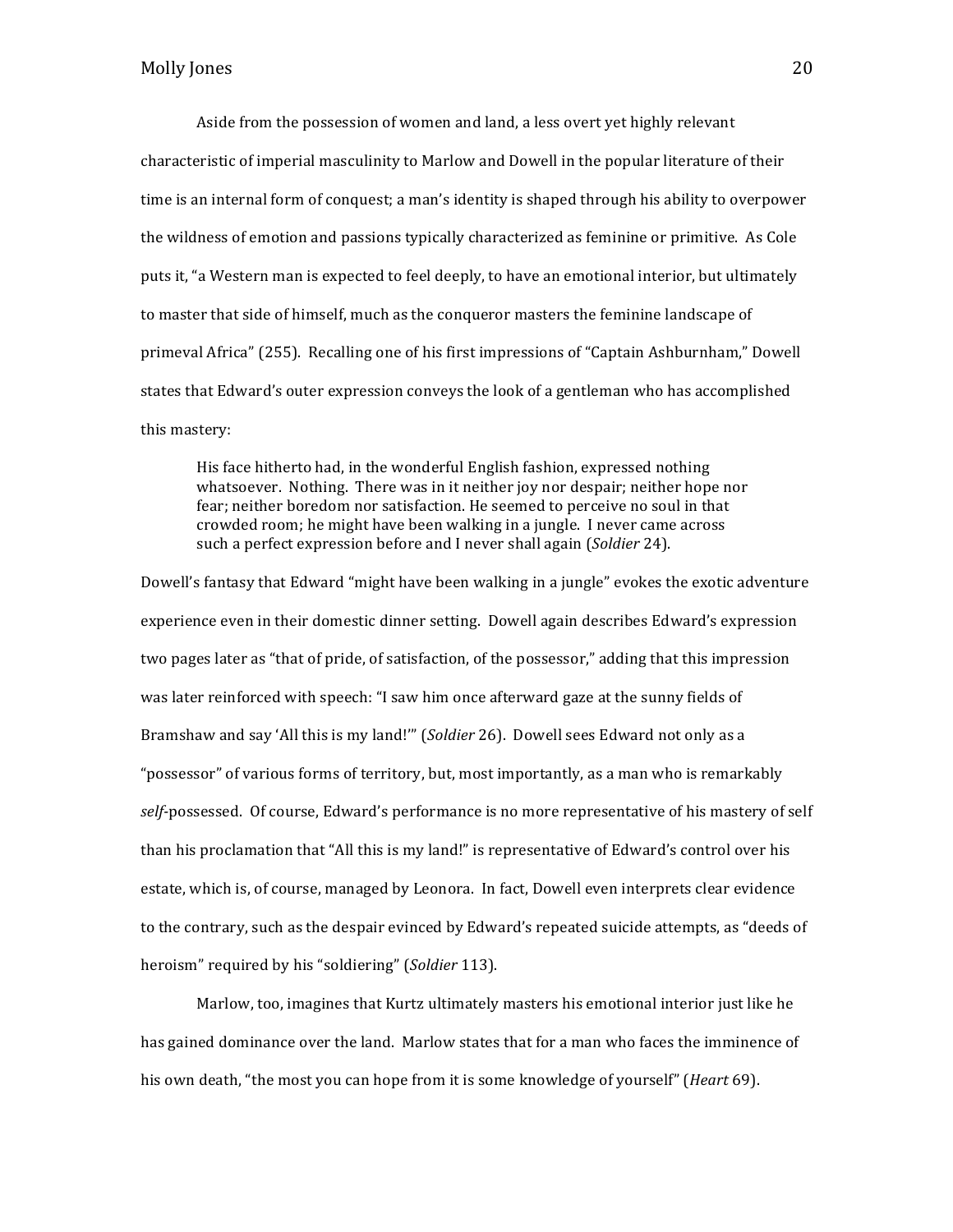Aside from the possession of women and land, a less overt yet highly relevant characteristic of imperial masculinity to Marlow and Dowell in the popular literature of their time is an internal form of conquest; a man's identity is shaped through his ability to overpower the wildness of emotion and passions typically characterized as feminine or primitive. As Cole puts it, "a Western man is expected to feel deeply, to have an emotional interior, but ultimately to master that side of himself, much as the conqueror masters the feminine landscape of primeval Africa" (255). Recalling one of his first impressions of "Captain Ashburnham," Dowell states that Edward's outer expression conveys the look of a gentleman who has accomplished this mastery:

> His face hitherto had, in the wonderful English fashion, expressed nothing whatsoever. Nothing. There was in it neither joy nor despair; neither hope nor fear; neither boredom nor satisfaction. He seemed to perceive no soul in that crowded room; he might have been walking in a jungle. I never came across such a perfect expression before and I never shall again (*Soldier* 24).

Dowell's fantasy that Edward "might have been walking in a jungle" evokes the exotic adventure experience even in their domestic dinner setting. Dowell again describes Edward's expression two pages later as "that of pride, of satisfaction, of the possessor," adding that this impression was later reinforced with speech: "I saw him once afterward gaze at the sunny fields of Bramshaw and say 'All this is my land!'" (*Soldier* 26). Dowell sees Edward not only as a "possessor" of various forms of territory, but, most importantly, as a man who is remarkably *self*-possessed. Of course, Edward's performance is no more representative of his mastery of self than his proclamation that "All this is my land!" is representative of Edward's control over his estate, which is, of course, managed by Leonora. In fact, Dowell even interprets clear evidence to the contrary, such as the despair evinced by Edward's repeated suicide attempts, as "deeds of heroism" required by his "soldiering" (*Soldier* 113).

Marlow, too, imagines that Kurtz ultimately masters his emotional interior just like he has gained dominance over the land. Marlow states that for a man who faces the imminence of his own death, "the most you can hope from it is some knowledge of yourself" (*Heart* 69).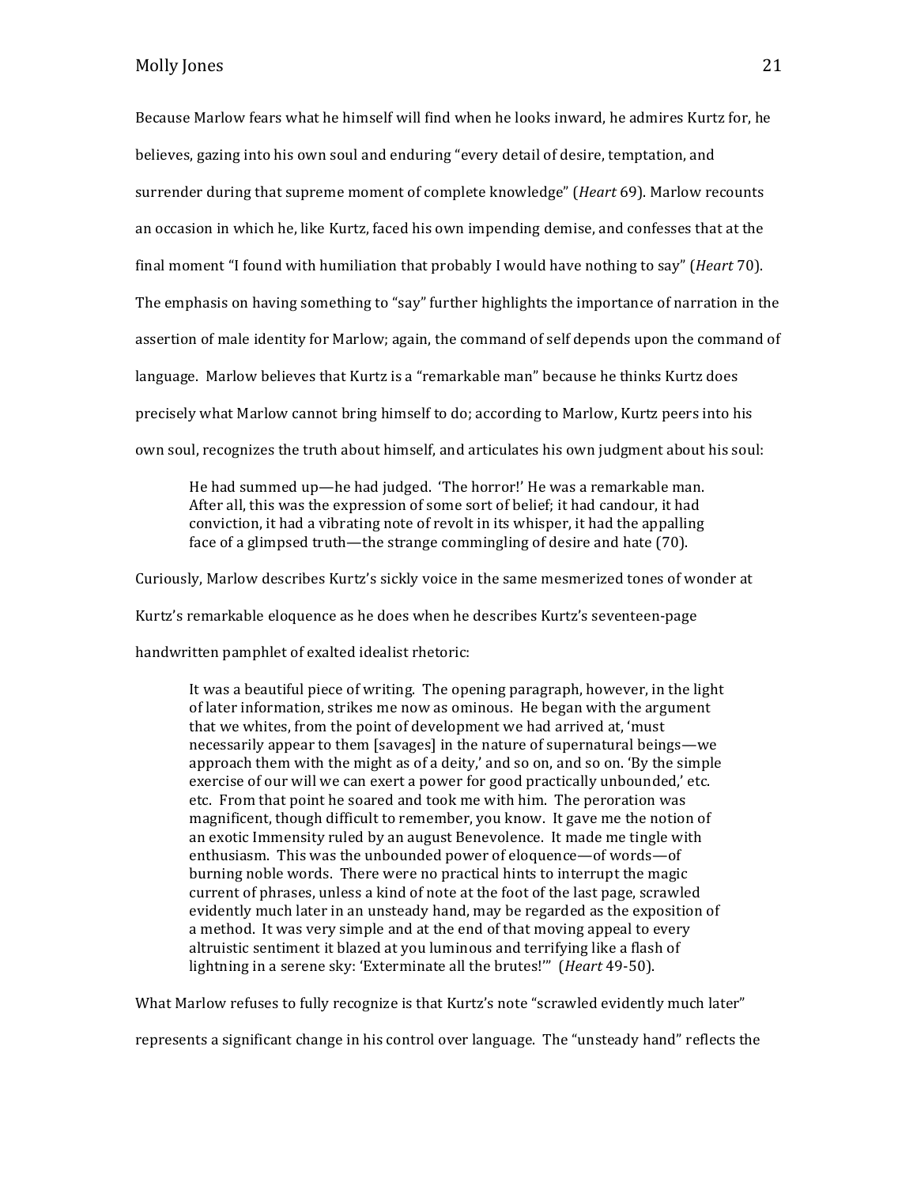Because Marlow fears what he himself will find when he looks inward, he admires Kurtz for, he believes, gazing into his own soul and enduring "every detail of desire, temptation, and surrender during that supreme moment of complete knowledge" (*Heart* 69). Marlow recounts an occasion in which he, like Kurtz, faced his own impending demise, and confesses that at the final moment "I found with humiliation that probably I would have nothing to say" (*Heart* 70). The emphasis on having something to "say" further highlights the importance of narration in the assertion of male identity for Marlow; again, the command of self depends upon the command of language. Marlow believes that Kurtz is a "remarkable man" because he thinks Kurtz does precisely what Marlow cannot bring himself to do; according to Marlow, Kurtz peers into his own soul, recognizes the truth about himself, and articulates his own judgment about his soul:

> He had summed up—he had judged. 'The horror!' He was a remarkable man. After all, this was the expression of some sort of belief; it had candour, it had conviction, it had a vibrating note of revolt in its whisper, it had the appalling face of a glimpsed truth—the strange commingling of desire and hate (70).

Curiously, Marlow describes Kurtz's sickly voice in the same mesmerized tones of wonder at Kurtz's remarkable eloquence as he does when he describes Kurtz's seventeen-page handwritten pamphlet of exalted idealist rhetoric:

> It was a beautiful piece of writing. The opening paragraph, however, in the light of later information, strikes me now as ominous. He began with the argument that we whites, from the point of development we had arrived at, 'must necessarily appear to them [savages] in the nature of supernatural beings—we approach them with the might as of a deity,' and so on, and so on. 'By the simple exercise of our will we can exert a power for good practically unbounded,' etc. etc. From that point he soared and took me with him. The peroration was magnificent, though difficult to remember, you know. It gave me the notion of an exotic Immensity ruled by an august Benevolence. It made me tingle with enthusiasm. This was the unbounded power of eloquence—of words—of burning noble words. There were no practical hints to interrupt the magic current of phrases, unless a kind of note at the foot of the last page, scrawled evidently much later in an unsteady hand, may be regarded as the exposition of a method. It was very simple and at the end of that moving appeal to every altruistic sentiment it blazed at you luminous and terrifying like a flash of lightning in a serene sky: 'Exterminate all the brutes!'" (*Heart* 49-50).

What Marlow refuses to fully recognize is that Kurtz's note "scrawled evidently much later" represents a significant change in his control over language. The "unsteady hand" reflects the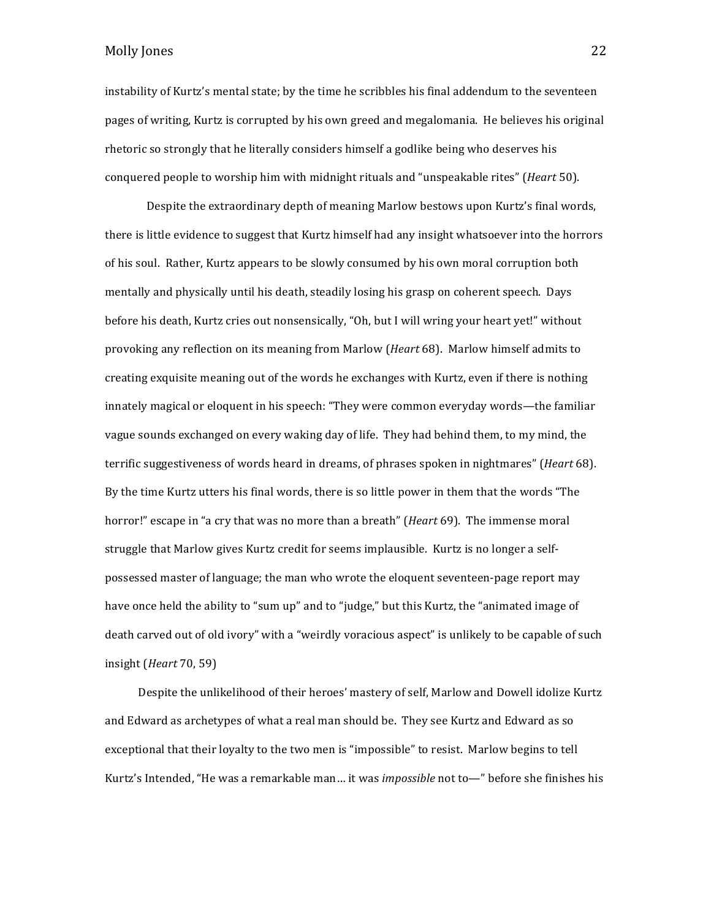instability of Kurtz's mental state; by the time he scribbles his final addendum to the seventeen pages of writing, Kurtz is corrupted by his own greed and megalomania. He believes his original rhetoric so strongly that he literally considers himself a godlike being who deserves his conquered people to worship him with midnight rituals and "unspeakable rites" (*Heart* 50).

Despite the extraordinary depth of meaning Marlow bestows upon Kurtz's final words, there is little evidence to suggest that Kurtz himself had any insight whatsoever into the horrors of his soul. Rather, Kurtz appears to be slowly consumed by his own moral corruption both mentally and physically until his death, steadily losing his grasp on coherent speech. Days before his death, Kurtz cries out nonsensically, "Oh, but I will wring your heart yet!" without provoking any reflection on its meaning from Marlow (*Heart* 68). Marlow himself admits to creating exquisite meaning out of the words he exchanges with Kurtz, even if there is nothing innately magical or eloquent in his speech: "They were common everyday words—the familiar vague sounds exchanged on every waking day of life. They had behind them, to my mind, the terrific suggestiveness of words heard in dreams, of phrases spoken in nightmares" (*Heart* 68). By the time Kurtz utters his final words, there is so little power in them that the words "The horror!" escape in "a cry that was no more than a breath" (*Heart* 69). The immense moral struggle that Marlow gives Kurtz credit for seems implausible. Kurtz is no longer a self-possessed master of language; the man who wrote the eloquent seventeen-page report may have once held the ability to "sum up" and to "judge," but this Kurtz, the "animated image of death carved out of old ivory" with a "weirdly voracious aspect" is unlikely to be capable of such insight (*Heart* 70, 59)

Despite the unlikelihood of their heroes' mastery of self, Marlow and Dowell idolize Kurtz and Edward as archetypes of what a real man should be. They see Kurtz and Edward as so exceptional that their loyalty to the two men is "impossible" to resist. Marlow begins to tell Kurtz's Intended, "He was a remarkable man… it was *impossible* not to—" before she finishes his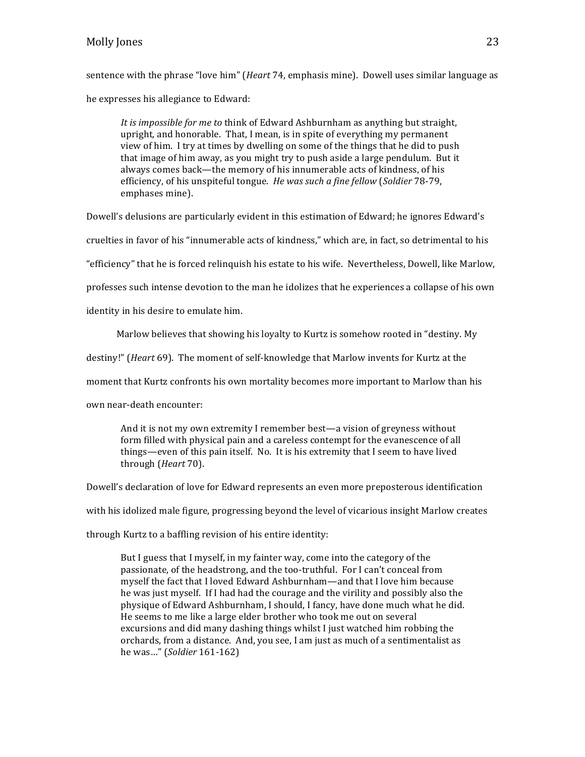sentence with the phrase "love him" (*Heart* 74, emphasis mine). Dowell uses similar language as he expresses his allegiance to Edward:

> *It is impossible for me to* think of Edward Ashburnham as anything but straight, upright, and honorable. That, I mean, is in spite of everything my permanent view of him. I try at times by dwelling on some of the things that he did to push that image of him away, as you might try to push aside a large pendulum. But it always comes back—the memory of his innumerable acts of kindness, of his efficiency, of his unspiteful tongue. *He was such a fine fellow* (*Soldier* 78-79, emphases mine).

Dowell's delusions are particularly evident in this estimation of Edward; he ignores Edward's cruelties in favor of his "innumerable acts of kindness," which are, in fact, so detrimental to his "efficiency" that he is forced relinquish his estate to his wife. Nevertheless, Dowell, like Marlow, professes such intense devotion to the man he idolizes that he experiences a collapse of his own identity in his desire to emulate him.

Marlow believes that showing his loyalty to Kurtz is somehow rooted in "destiny. My destiny!" (*Heart* 69). The moment of self-knowledge that Marlow invents for Kurtz at the moment that Kurtz confronts his own mortality becomes more important to Marlow than his own near-death encounter:

> And it is not my own extremity I remember best—a vision of greyness without form filled with physical pain and a careless contempt for the evanescence of all things—even of this pain itself. No. It is his extremity that I seem to have lived through (*Heart* 70).

Dowell's declaration of love for Edward represents an even more preposterous identification with his idolized male figure, progressing beyond the level of vicarious insight Marlow creates through Kurtz to a baffling revision of his entire identity:

> But I guess that I myself, in my fainter way, come into the category of the passionate, of the headstrong, and the too-truthful. For I can't conceal from myself the fact that I loved Edward Ashburnham—and that I love him because he was just myself. If I had had the courage and the virility and possibly also the physique of Edward Ashburnham, I should, I fancy, have done much what he did. He seems to me like a large elder brother who took me out on several excursions and did many dashing things whilst I just watched him robbing the orchards, from a distance. And, you see, I am just as much of a sentimentalist as he was…" (*Soldier* 161-162)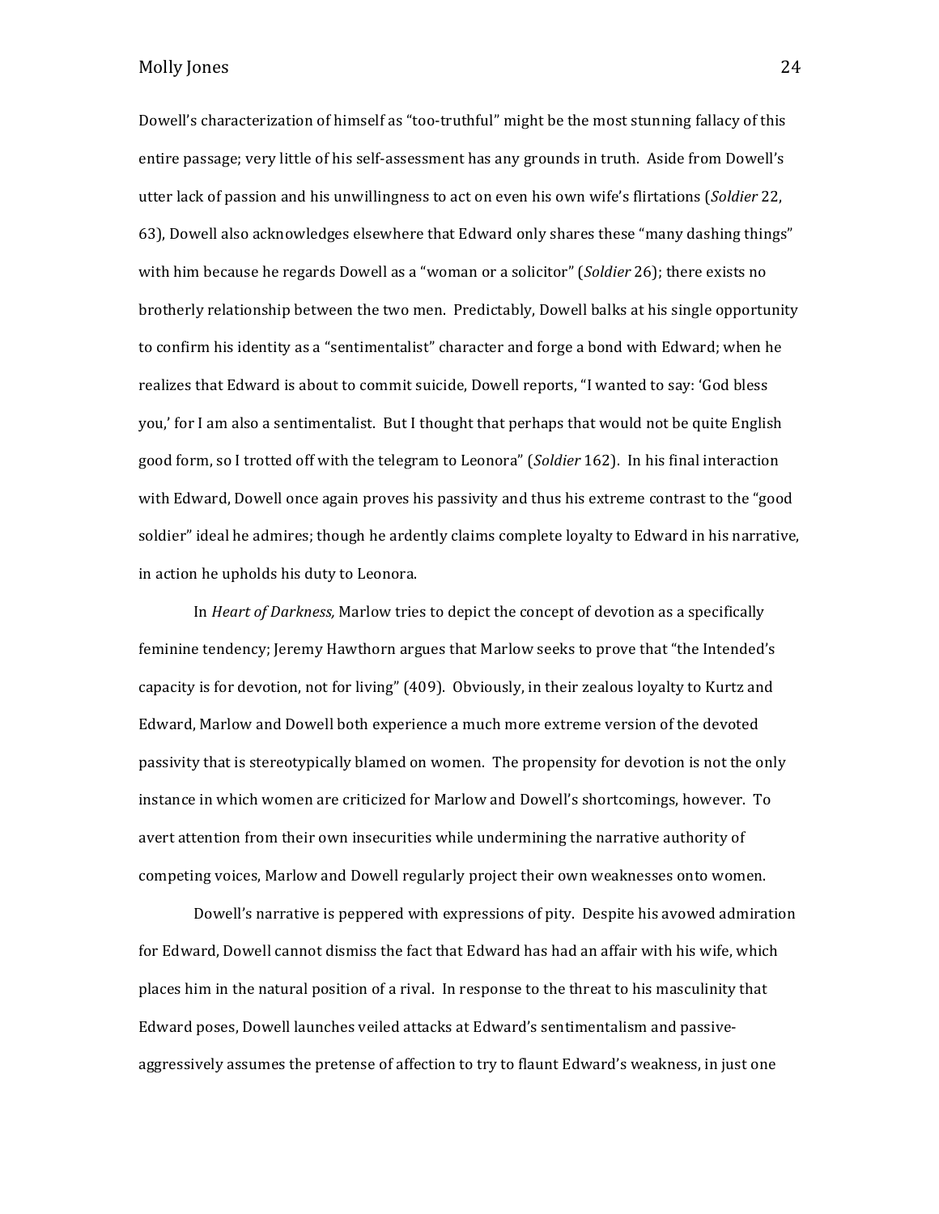Dowell's characterization of himself as "too-truthful" might be the most stunning fallacy of this entire passage; very little of his self-assessment has any grounds in truth. Aside from Dowell's utter lack of passion and his unwillingness to act on even his own wife's flirtations (*Soldier* 22, 63), Dowell also acknowledges elsewhere that Edward only shares these "many dashing things" with him because he regards Dowell as a "woman or a solicitor" (*Soldier* 26); there exists no brotherly relationship between the two men. Predictably, Dowell balks at his single opportunity to confirm his identity as a "sentimentalist" character and forge a bond with Edward; when he realizes that Edward is about to commit suicide, Dowell reports, "I wanted to say: 'God bless you,' for I am also a sentimentalist. But I thought that perhaps that would not be quite English good form, so I trotted off with the telegram to Leonora" (*Soldier* 162). In his final interaction with Edward, Dowell once again proves his passivity and thus his extreme contrast to the "good soldier" ideal he admires; though he ardently claims complete loyalty to Edward in his narrative, in action he upholds his duty to Leonora.

In *Heart of Darkness,* Marlow tries to depict the concept of devotion as a specifically feminine tendency; Jeremy Hawthorn argues that Marlow seeks to prove that "the Intended's capacity is for devotion, not for living" (409). Obviously, in their zealous loyalty to Kurtz and Edward, Marlow and Dowell both experience a much more extreme version of the devoted passivity that is stereotypically blamed on women. The propensity for devotion is not the only instance in which women are criticized for Marlow and Dowell's shortcomings, however. To avert attention from their own insecurities while undermining the narrative authority of competing voices, Marlow and Dowell regularly project their own weaknesses onto women.

Dowell's narrative is peppered with expressions of pity. Despite his avowed admiration for Edward, Dowell cannot dismiss the fact that Edward has had an affair with his wife, which places him in the natural position of a rival. In response to the threat to his masculinity that Edward poses, Dowell launches veiled attacks at Edward's sentimentalism and passive-aggressively assumes the pretense of affection to try to flaunt Edward's weakness, in just one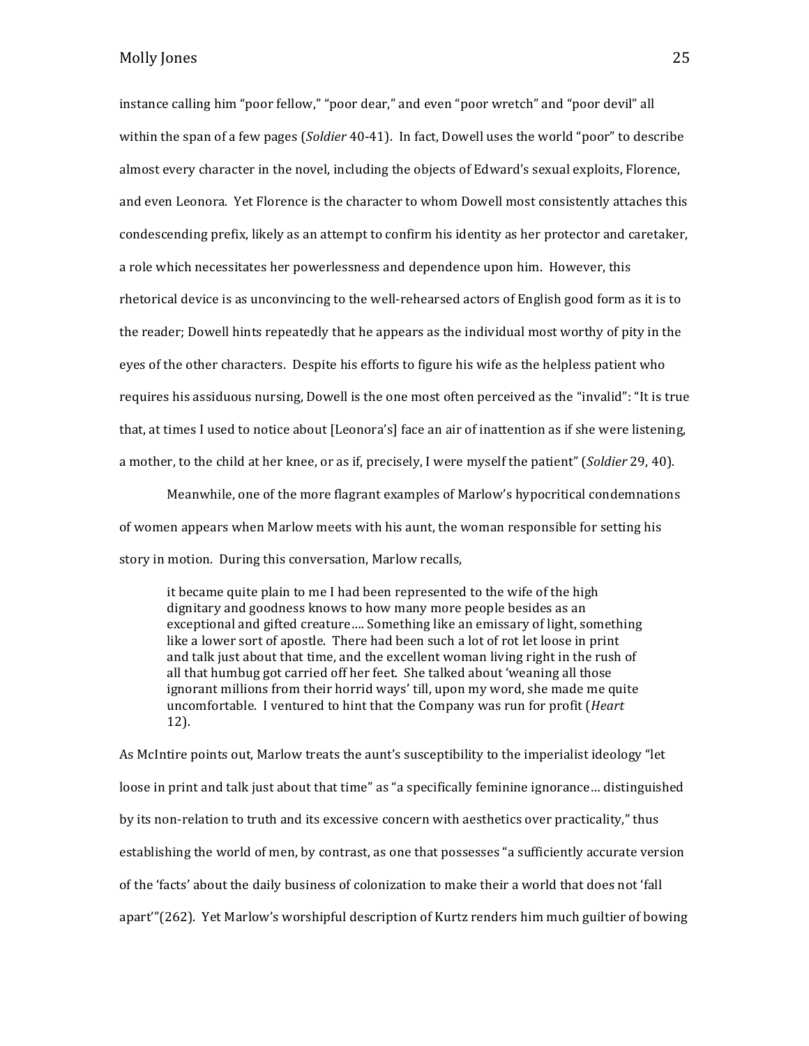instance calling him "poor fellow," "poor dear," and even "poor wretch" and "poor devil" all within the span of a few pages (*Soldier* 40-41). In fact, Dowell uses the world "poor" to describe almost every character in the novel, including the objects of Edward's sexual exploits, Florence, and even Leonora. Yet Florence is the character to whom Dowell most consistently attaches this condescending prefix, likely as an attempt to confirm his identity as her protector and caretaker, a role which necessitates her powerlessness and dependence upon him. However, this rhetorical device is as unconvincing to the well-rehearsed actors of English good form as it is to the reader; Dowell hints repeatedly that he appears as the individual most worthy of pity in the eyes of the other characters. Despite his efforts to figure his wife as the helpless patient who requires his assiduous nursing, Dowell is the one most often perceived as the "invalid": "It is true that, at times I used to notice about [Leonora's] face an air of inattention as if she were listening, a mother, to the child at her knee, or as if, precisely, I were myself the patient" (*Soldier* 29, 40).

Meanwhile, one of the more flagrant examples of Marlow's hypocritical condemnations of women appears when Marlow meets with his aunt, the woman responsible for setting his story in motion. During this conversation, Marlow recalls,

> it became quite plain to me I had been represented to the wife of the high dignitary and goodness knows to how many more people besides as an exceptional and gifted creature…. Something like an emissary of light, something like a lower sort of apostle. There had been such a lot of rot let loose in print and talk just about that time, and the excellent woman living right in the rush of all that humbug got carried off her feet. She talked about 'weaning all those ignorant millions from their horrid ways' till, upon my word, she made me quite uncomfortable. I ventured to hint that the Company was run for profit (*Heart* 12).

As McIntire points out, Marlow treats the aunt's susceptibility to the imperialist ideology "let loose in print and talk just about that time" as "a specifically feminine ignorance… distinguished by its non-relation to truth and its excessive concern with aesthetics over practicality," thus establishing the world of men, by contrast, as one that possesses "a sufficiently accurate version of the 'facts' about the daily business of colonization to make their a world that does not 'fall apart'"(262). Yet Marlow's worshipful description of Kurtz renders him much guiltier of bowing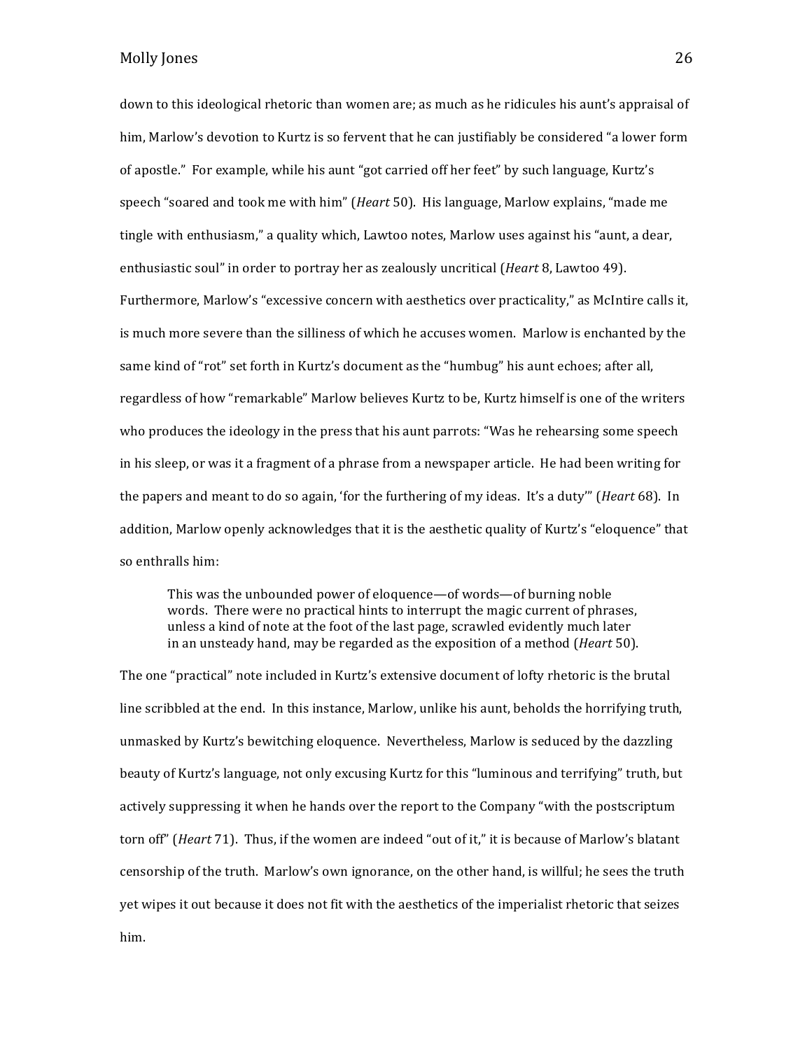down to this ideological rhetoric than women are; as much as he ridicules his aunt's appraisal of him, Marlow's devotion to Kurtz is so fervent that he can justifiably be considered "a lower form of apostle." For example, while his aunt "got carried off her feet" by such language, Kurtz's speech "soared and took me with him" (*Heart* 50). His language, Marlow explains, "made me tingle with enthusiasm," a quality which, Lawtoo notes, Marlow uses against his "aunt, a dear, enthusiastic soul" in order to portray her as zealously uncritical (*Heart* 8, Lawtoo 49). Furthermore, Marlow's "excessive concern with aesthetics over practicality," as McIntire calls it, is much more severe than the silliness of which he accuses women. Marlow is enchanted by the same kind of "rot" set forth in Kurtz's document as the "humbug" his aunt echoes; after all, regardless of how "remarkable" Marlow believes Kurtz to be, Kurtz himself is one of the writers who produces the ideology in the press that his aunt parrots: "Was he rehearsing some speech in his sleep, or was it a fragment of a phrase from a newspaper article. He had been writing for the papers and meant to do so again, 'for the furthering of my ideas. It's a duty'" (*Heart* 68). In addition, Marlow openly acknowledges that it is the aesthetic quality of Kurtz's "eloquence" that so enthralls him:

> This was the unbounded power of eloquence—of words—of burning noble words. There were no practical hints to interrupt the magic current of phrases, unless a kind of note at the foot of the last page, scrawled evidently much later in an unsteady hand, may be regarded as the exposition of a method (*Heart* 50).

The one "practical" note included in Kurtz's extensive document of lofty rhetoric is the brutal line scribbled at the end. In this instance, Marlow, unlike his aunt, beholds the horrifying truth, unmasked by Kurtz's bewitching eloquence. Nevertheless, Marlow is seduced by the dazzling beauty of Kurtz's language, not only excusing Kurtz for this "luminous and terrifying" truth, but actively suppressing it when he hands over the report to the Company "with the postscriptum torn off" (*Heart* 71). Thus, if the women are indeed "out of it," it is because of Marlow's blatant censorship of the truth. Marlow's own ignorance, on the other hand, is willful; he sees the truth yet wipes it out because it does not fit with the aesthetics of the imperialist rhetoric that seizes him.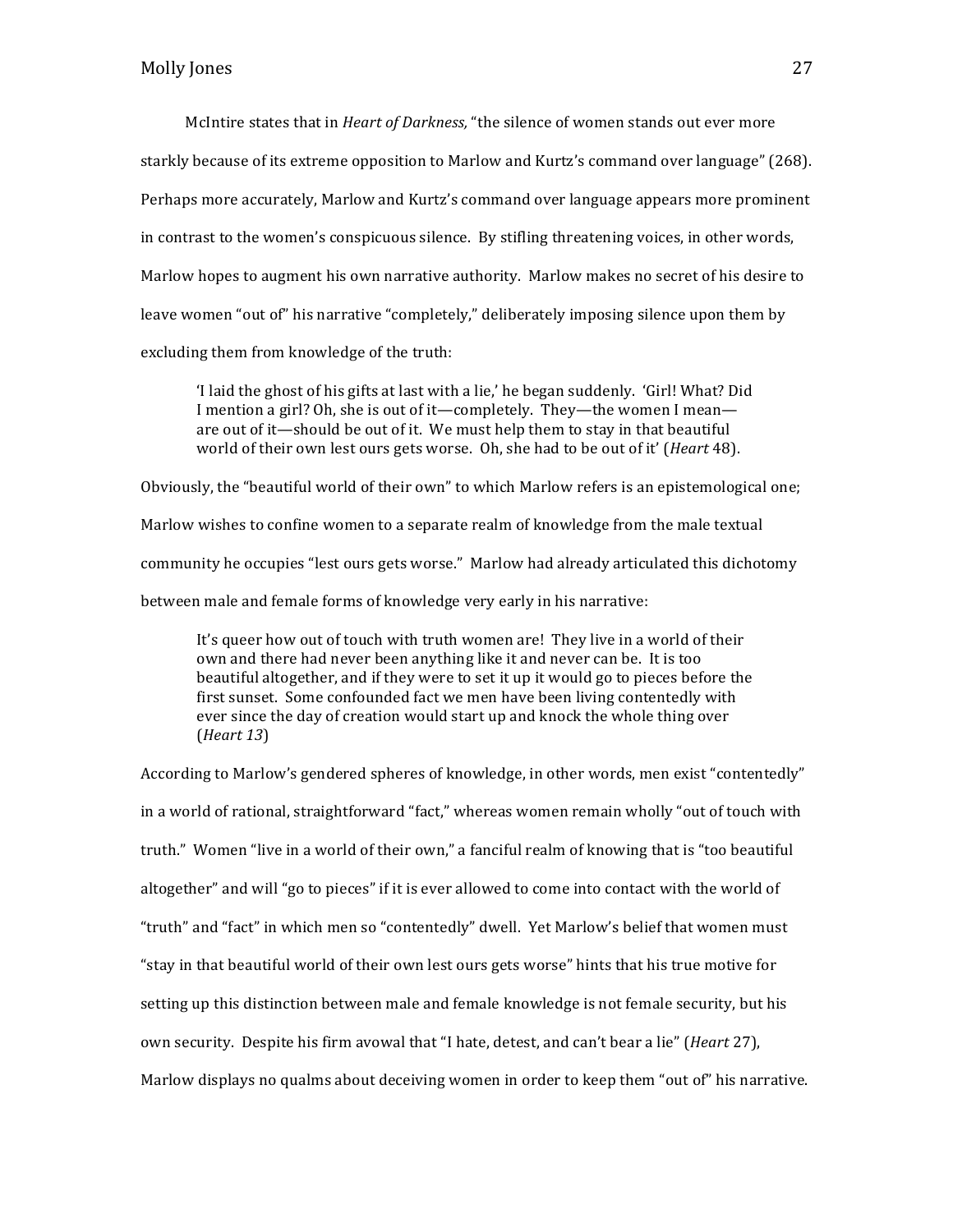McIntire states that in *Heart of Darkness,* "the silence of women stands out ever more starkly because of its extreme opposition to Marlow and Kurtz's command over language" (268). Perhaps more accurately, Marlow and Kurtz's command over language appears more prominent in contrast to the women's conspicuous silence. By stifling threatening voices, in other words, Marlow hopes to augment his own narrative authority. Marlow makes no secret of his desire to leave women "out of" his narrative "completely," deliberately imposing silence upon them by excluding them from knowledge of the truth:

> 'I laid the ghost of his gifts at last with a lie,' he began suddenly. 'Girl! What? Did I mention a girl? Oh, she is out of it—completely. They—the women I mean—are out of it—should be out of it. We must help them to stay in that beautiful world of their own lest ours gets worse. Oh, she had to be out of it' (*Heart* 48).

Obviously, the "beautiful world of their own" to which Marlow refers is an epistemological one; Marlow wishes to confine women to a separate realm of knowledge from the male textual community he occupies "lest ours gets worse." Marlow had already articulated this dichotomy between male and female forms of knowledge very early in his narrative:

> It's queer how out of touch with truth women are! They live in a world of their own and there had never been anything like it and never can be. It is too beautiful altogether, and if they were to set it up it would go to pieces before the first sunset. Some confounded fact we men have been living contentedly with ever since the day of creation would start up and knock the whole thing over (*Heart 13*)

According to Marlow's gendered spheres of knowledge, in other words, men exist "contentedly" in a world of rational, straightforward "fact," whereas women remain wholly "out of touch with truth." Women "live in a world of their own," a fanciful realm of knowing that is "too beautiful altogether" and will "go to pieces" if it is ever allowed to come into contact with the world of "truth" and "fact" in which men so "contentedly" dwell. Yet Marlow's belief that women must "stay in that beautiful world of their own lest ours gets worse" hints that his true motive for setting up this distinction between male and female knowledge is not female security, but his own security. Despite his firm avowal that "I hate, detest, and can't bear a lie" (*Heart* 27), Marlow displays no qualms about deceiving women in order to keep them "out of" his narrative.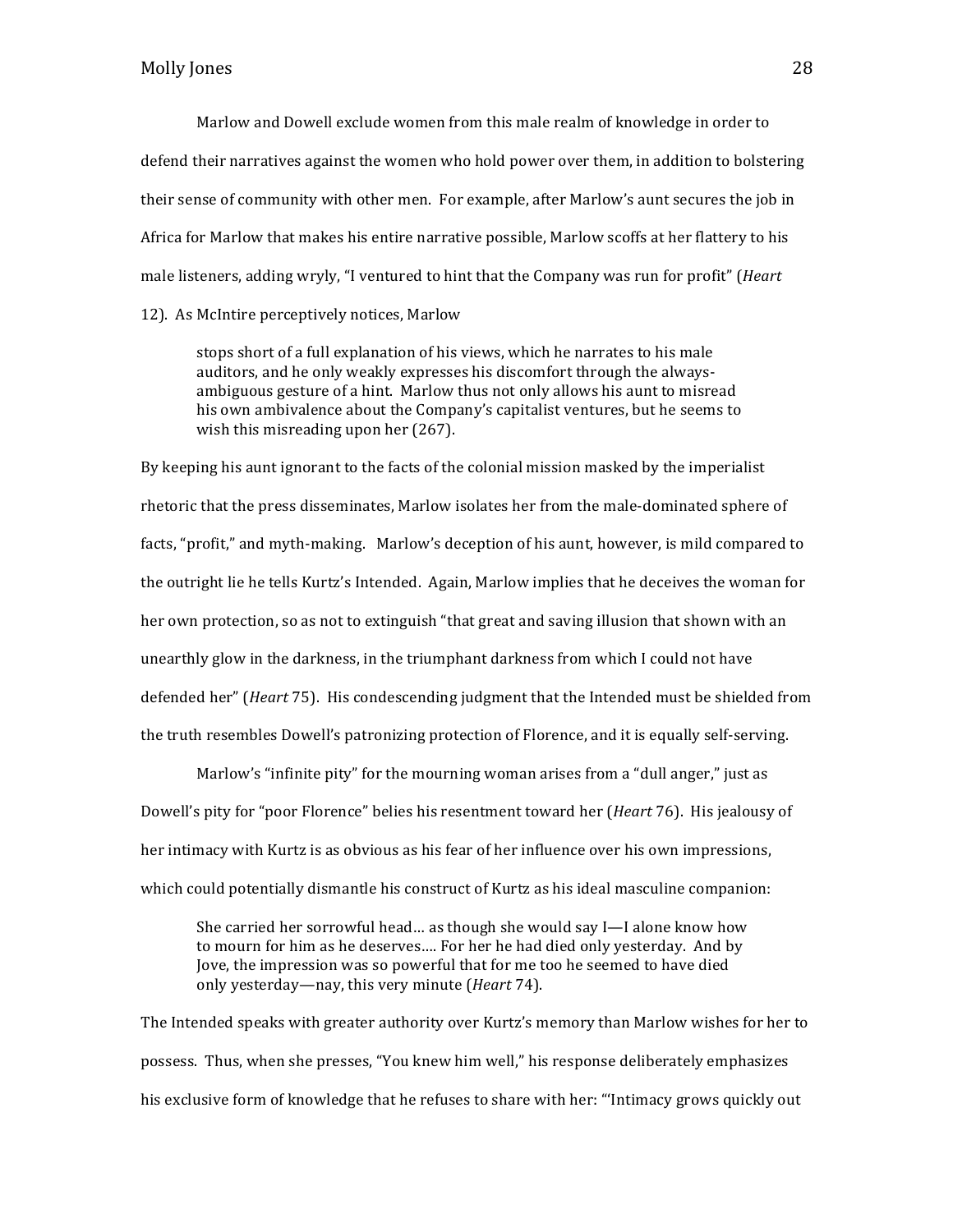Marlow and Dowell exclude women from this male realm of knowledge in order to defend their narratives against the women who hold power over them, in addition to bolstering their sense of community with other men. For example, after Marlow's aunt secures the job in Africa for Marlow that makes his entire narrative possible, Marlow scoffs at her flattery to his male listeners, adding wryly, "I ventured to hint that the Company was run for profit" (*Heart* 12). As McIntire perceptively notices, Marlow

> stops short of a full explanation of his views, which he narrates to his male auditors, and he only weakly expresses his discomfort through the always-ambiguous gesture of a hint. Marlow thus not only allows his aunt to misread his own ambivalence about the Company's capitalist ventures, but he seems to wish this misreading upon her (267).

By keeping his aunt ignorant to the facts of the colonial mission masked by the imperialist rhetoric that the press disseminates, Marlow isolates her from the male-dominated sphere of facts, "profit," and myth-making. Marlow's deception of his aunt, however, is mild compared to the outright lie he tells Kurtz's Intended. Again, Marlow implies that he deceives the woman for her own protection, so as not to extinguish "that great and saving illusion that shown with an unearthly glow in the darkness, in the triumphant darkness from which I could not have defended her" (*Heart* 75). His condescending judgment that the Intended must be shielded from the truth resembles Dowell's patronizing protection of Florence, and it is equally self-serving.

Marlow's "infinite pity" for the mourning woman arises from a "dull anger," just as Dowell's pity for "poor Florence" belies his resentment toward her (*Heart* 76). His jealousy of her intimacy with Kurtz is as obvious as his fear of her influence over his own impressions, which could potentially dismantle his construct of Kurtz as his ideal masculine companion:

> She carried her sorrowful head… as though she would say I—I alone know how to mourn for him as he deserves…. For her he had died only yesterday. And by Jove, the impression was so powerful that for me too he seemed to have died only yesterday—nay, this very minute (*Heart* 74).

The Intended speaks with greater authority over Kurtz's memory than Marlow wishes for her to possess. Thus, when she presses, "You knew him well," his response deliberately emphasizes his exclusive form of knowledge that he refuses to share with her: "'Intimacy grows quickly out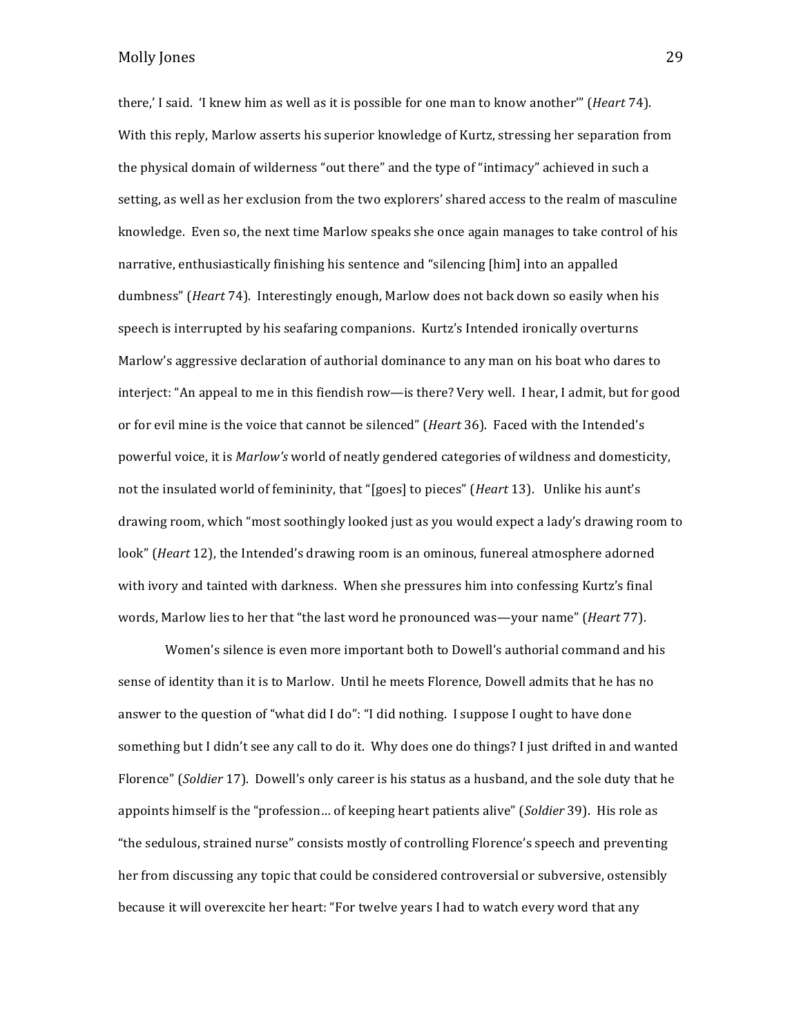there,' I said. 'I knew him as well as it is possible for one man to know another'" (*Heart* 74). With this reply, Marlow asserts his superior knowledge of Kurtz, stressing her separation from the physical domain of wilderness "out there" and the type of "intimacy" achieved in such a setting, as well as her exclusion from the two explorers' shared access to the realm of masculine knowledge. Even so, the next time Marlow speaks she once again manages to take control of his narrative, enthusiastically finishing his sentence and "silencing [him] into an appalled dumbness" (*Heart* 74). Interestingly enough, Marlow does not back down so easily when his speech is interrupted by his seafaring companions. Kurtz's Intended ironically overturns Marlow's aggressive declaration of authorial dominance to any man on his boat who dares to interject: "An appeal to me in this fiendish row—is there? Very well. I hear, I admit, but for good or for evil mine is the voice that cannot be silenced" (*Heart* 36). Faced with the Intended's powerful voice, it is *Marlow's* world of neatly gendered categories of wildness and domesticity, not the insulated world of femininity, that "[goes] to pieces" (*Heart* 13). Unlike his aunt's drawing room, which "most soothingly looked just as you would expect a lady's drawing room to look" (*Heart* 12), the Intended's drawing room is an ominous, funereal atmosphere adorned with ivory and tainted with darkness. When she pressures him into confessing Kurtz's final words, Marlow lies to her that "the last word he pronounced was—your name" (*Heart* 77).

Women's silence is even more important both to Dowell's authorial command and his sense of identity than it is to Marlow. Until he meets Florence, Dowell admits that he has no answer to the question of "what did I do": "I did nothing. I suppose I ought to have done something but I didn't see any call to do it. Why does one do things? I just drifted in and wanted Florence" (*Soldier* 17). Dowell's only career is his status as a husband, and the sole duty that he appoints himself is the "profession… of keeping heart patients alive" (*Soldier* 39). His role as "the sedulous, strained nurse" consists mostly of controlling Florence's speech and preventing her from discussing any topic that could be considered controversial or subversive, ostensibly because it will overexcite her heart: "For twelve years I had to watch every word that any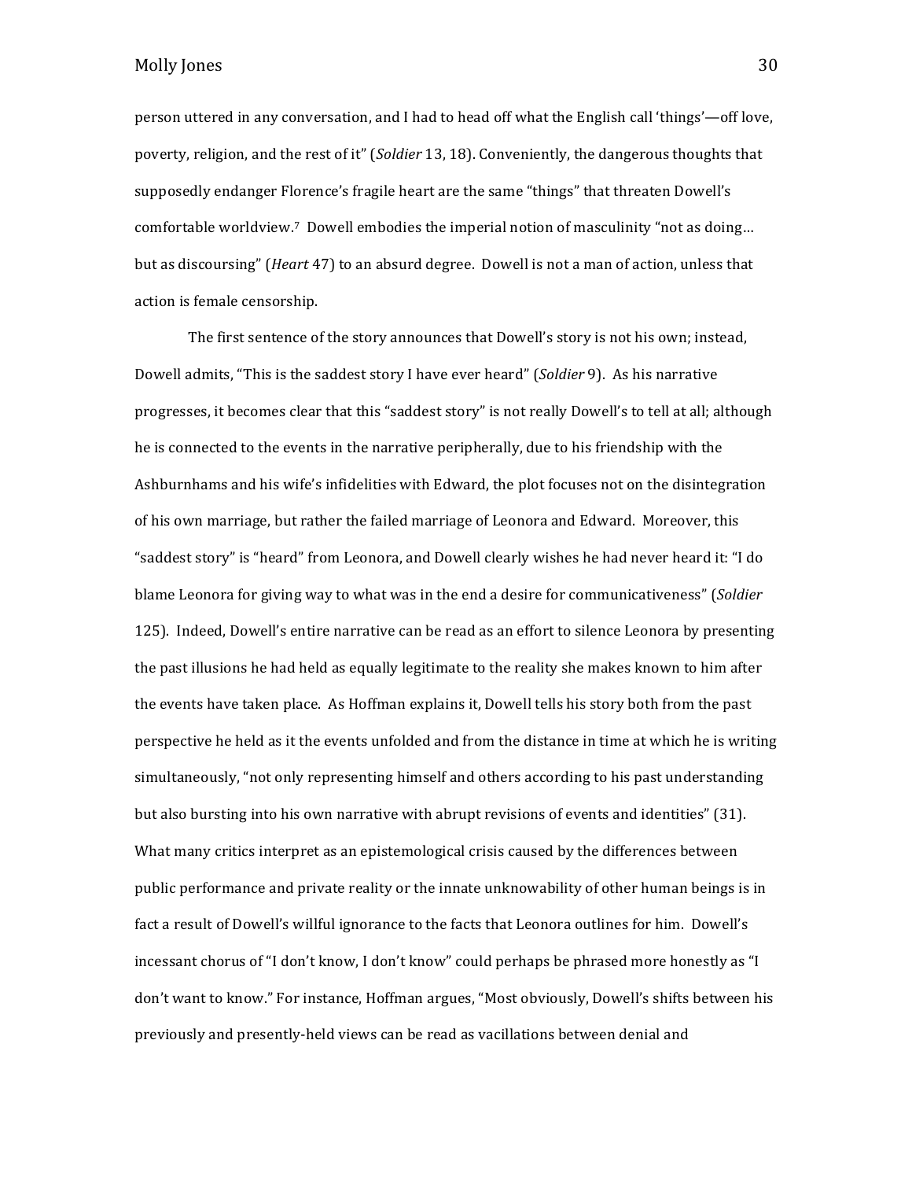person uttered in any conversation, and I had to head off what the English call 'things'—off love, poverty, religion, and the rest of it" (*Soldier* 13, 18). Conveniently, the dangerous thoughts that supposedly endanger Florence's fragile heart are the same "things" that threaten Dowell's comfortable worldview.[7] Dowell embodies the imperial notion of masculinity "not as doing… but as discoursing" (*Heart* 47) to an absurd degree. Dowell is not a man of action, unless that action is female censorship.

The first sentence of the story announces that Dowell's story is not his own; instead, Dowell admits, "This is the saddest story I have ever heard" (*Soldier* 9). As his narrative progresses, it becomes clear that this "saddest story" is not really Dowell's to tell at all; although he is connected to the events in the narrative peripherally, due to his friendship with the Ashburnhams and his wife's infidelities with Edward, the plot focuses not on the disintegration of his own marriage, but rather the failed marriage of Leonora and Edward. Moreover, this "saddest story" is "heard" from Leonora, and Dowell clearly wishes he had never heard it: "I do blame Leonora for giving way to what was in the end a desire for communicativeness" (*Soldier* 125). Indeed, Dowell's entire narrative can be read as an effort to silence Leonora by presenting the past illusions he had held as equally legitimate to the reality she makes known to him after the events have taken place. As Hoffman explains it, Dowell tells his story both from the past perspective he held as it the events unfolded and from the distance in time at which he is writing simultaneously, "not only representing himself and others according to his past understanding but also bursting into his own narrative with abrupt revisions of events and identities" (31). What many critics interpret as an epistemological crisis caused by the differences between public performance and private reality or the innate unknowability of other human beings is in fact a result of Dowell's willful ignorance to the facts that Leonora outlines for him. Dowell's incessant chorus of "I don't know, I don't know" could perhaps be phrased more honestly as "I don't want to know." For instance, Hoffman argues, "Most obviously, Dowell's shifts between his previously and presently-held views can be read as vacillations between denial and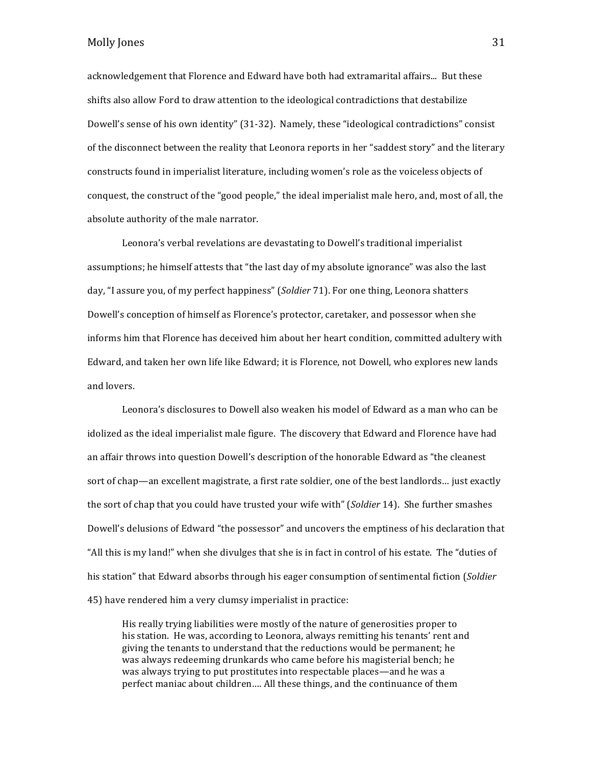acknowledgement that Florence and Edward have both had extramarital affairs... But these shifts also allow Ford to draw attention to the ideological contradictions that destabilize Dowell's sense of his own identity" (31-32). Namely, these "ideological contradictions" consist of the disconnect between the reality that Leonora reports in her "saddest story" and the literary constructs found in imperialist literature, including women's role as the voiceless objects of conquest, the construct of the "good people," the ideal imperialist male hero, and, most of all, the absolute authority of the male narrator.

Leonora's verbal revelations are devastating to Dowell's traditional imperialist assumptions; he himself attests that "the last day of my absolute ignorance" was also the last day, "I assure you, of my perfect happiness" (*Soldier* 71). For one thing, Leonora shatters Dowell's conception of himself as Florence's protector, caretaker, and possessor when she informs him that Florence has deceived him about her heart condition, committed adultery with Edward, and taken her own life like Edward; it is Florence, not Dowell, who explores new lands and lovers.

Leonora's disclosures to Dowell also weaken his model of Edward as a man who can be idolized as the ideal imperialist male figure. The discovery that Edward and Florence have had an affair throws into question Dowell's description of the honorable Edward as "the cleanest sort of chap—an excellent magistrate, a first rate soldier, one of the best landlords… just exactly the sort of chap that you could have trusted your wife with" (*Soldier* 14). She further smashes Dowell's delusions of Edward "the possessor" and uncovers the emptiness of his declaration that "All this is my land!" when she divulges that she is in fact in control of his estate. The "duties of his station" that Edward absorbs through his eager consumption of sentimental fiction (*Soldier* 45) have rendered him a very clumsy imperialist in practice:

> His really trying liabilities were mostly of the nature of generosities proper to his station. He was, according to Leonora, always remitting his tenants' rent and giving the tenants to understand that the reductions would be permanent; he was always redeeming drunkards who came before his magisterial bench; he was always trying to put prostitutes into respectable places—and he was a perfect maniac about children…. All these things, and the continuance of them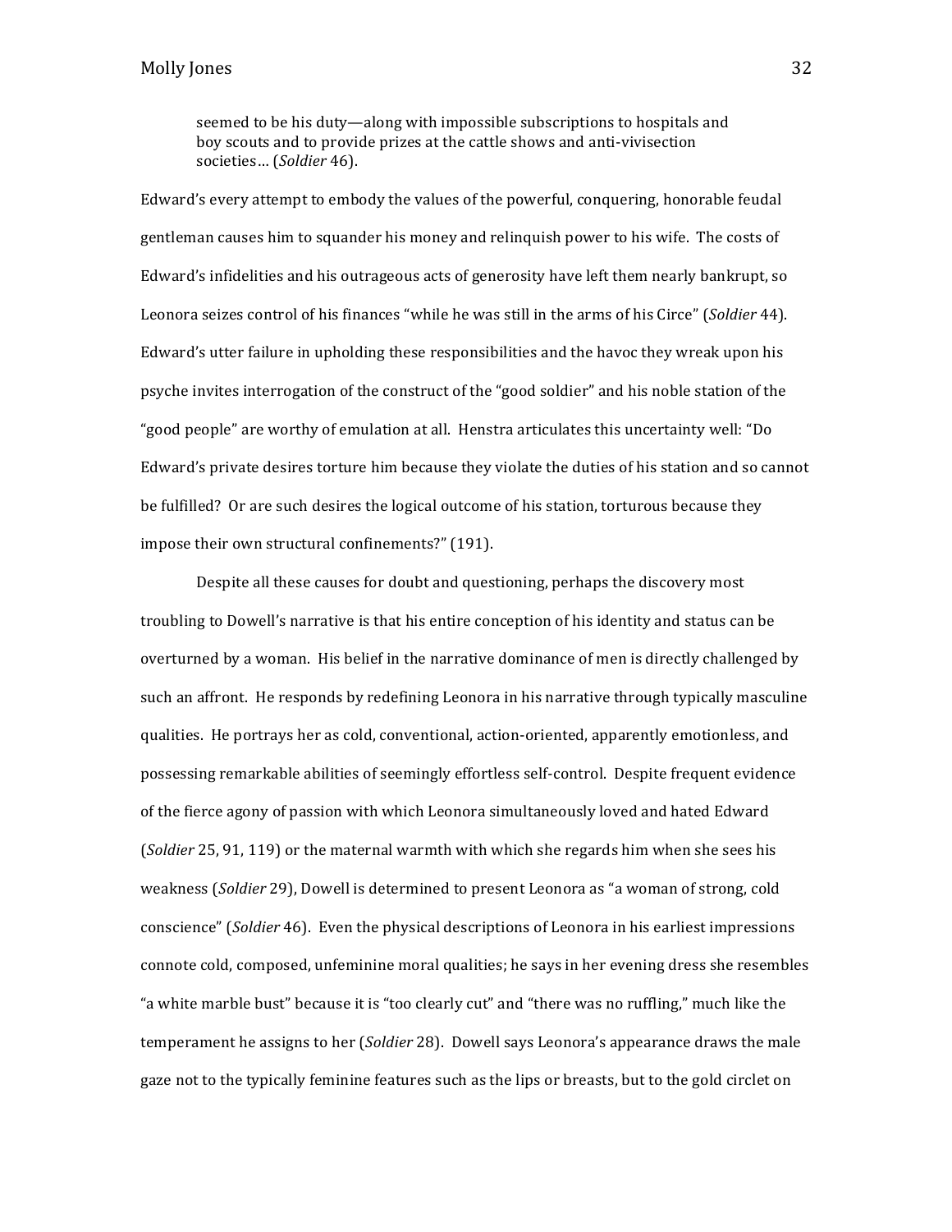> seemed to be his duty—along with impossible subscriptions to hospitals and boy scouts and to provide prizes at the cattle shows and anti-vivisection societies… (*Soldier* 46).

Edward's every attempt to embody the values of the powerful, conquering, honorable feudal gentleman causes him to squander his money and relinquish power to his wife. The costs of Edward's infidelities and his outrageous acts of generosity have left them nearly bankrupt, so Leonora seizes control of his finances "while he was still in the arms of his Circe" (*Soldier* 44). Edward's utter failure in upholding these responsibilities and the havoc they wreak upon his psyche invites interrogation of the construct of the "good soldier" and his noble station of the "good people" are worthy of emulation at all. Henstra articulates this uncertainty well: "Do Edward's private desires torture him because they violate the duties of his station and so cannot be fulfilled? Or are such desires the logical outcome of his station, torturous because they impose their own structural confinements?" (191).

Despite all these causes for doubt and questioning, perhaps the discovery most troubling to Dowell's narrative is that his entire conception of his identity and status can be overturned by a woman. His belief in the narrative dominance of men is directly challenged by such an affront. He responds by redefining Leonora in his narrative through typically masculine qualities. He portrays her as cold, conventional, action-oriented, apparently emotionless, and possessing remarkable abilities of seemingly effortless self-control. Despite frequent evidence of the fierce agony of passion with which Leonora simultaneously loved and hated Edward (*Soldier* 25, 91, 119) or the maternal warmth with which she regards him when she sees his weakness (*Soldier* 29), Dowell is determined to present Leonora as "a woman of strong, cold conscience" (*Soldier* 46). Even the physical descriptions of Leonora in his earliest impressions connote cold, composed, unfeminine moral qualities; he says in her evening dress she resembles "a white marble bust" because it is "too clearly cut" and "there was no ruffling," much like the temperament he assigns to her (*Soldier* 28). Dowell says Leonora's appearance draws the male gaze not to the typically feminine features such as the lips or breasts, but to the gold circlet on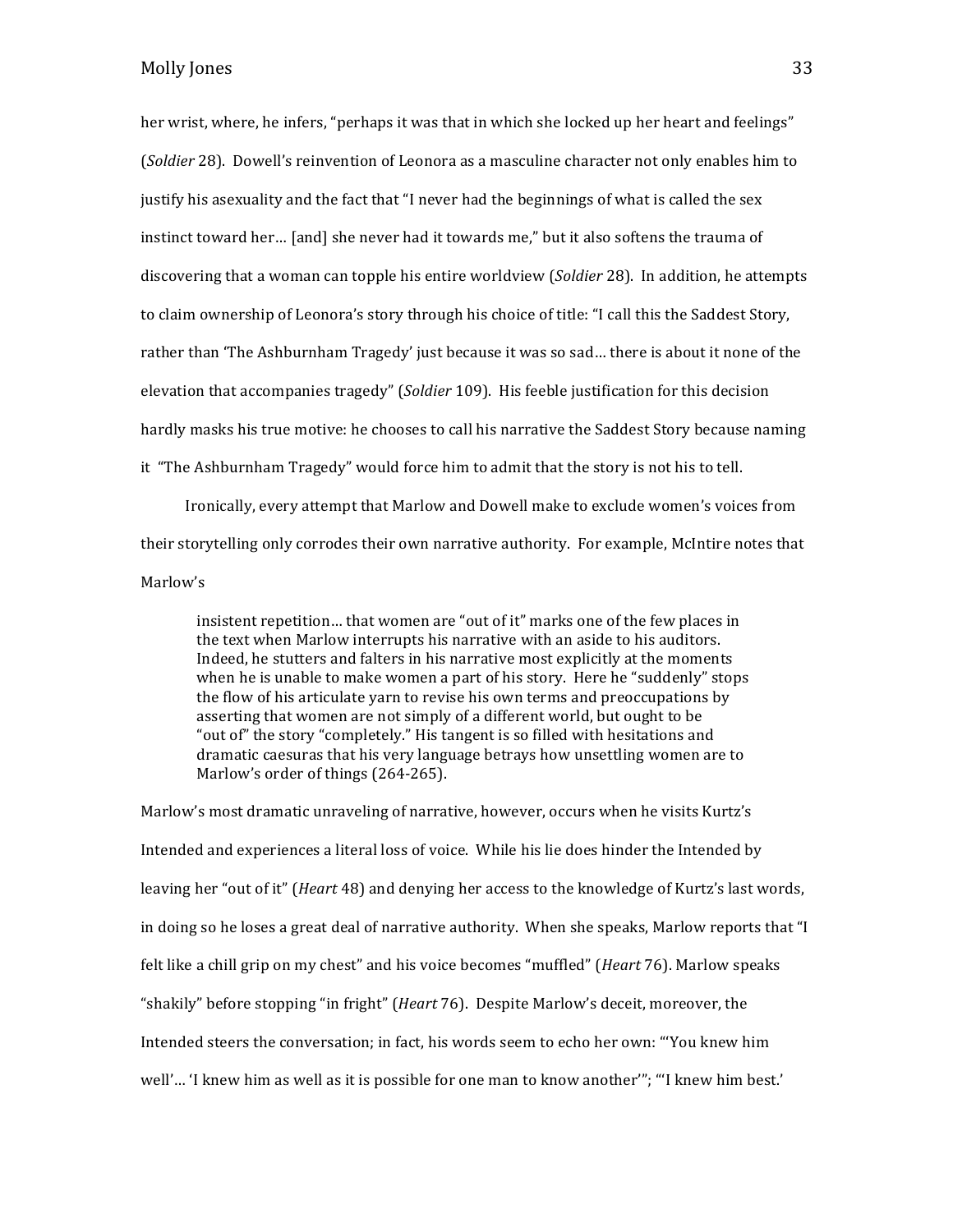her wrist, where, he infers, "perhaps it was that in which she locked up her heart and feelings" (*Soldier* 28). Dowell's reinvention of Leonora as a masculine character not only enables him to justify his asexuality and the fact that "I never had the beginnings of what is called the sex instinct toward her… [and] she never had it towards me," but it also softens the trauma of discovering that a woman can topple his entire worldview (*Soldier* 28). In addition, he attempts to claim ownership of Leonora's story through his choice of title: "I call this the Saddest Story, rather than 'The Ashburnham Tragedy' just because it was so sad… there is about it none of the elevation that accompanies tragedy" (*Soldier* 109). His feeble justification for this decision hardly masks his true motive: he chooses to call his narrative the Saddest Story because naming it "The Ashburnham Tragedy" would force him to admit that the story is not his to tell.

Ironically, every attempt that Marlow and Dowell make to exclude women's voices from their storytelling only corrodes their own narrative authority. For example, McIntire notes that Marlow's

> insistent repetition… that women are "out of it" marks one of the few places in the text when Marlow interrupts his narrative with an aside to his auditors. Indeed, he stutters and falters in his narrative most explicitly at the moments when he is unable to make women a part of his story. Here he "suddenly" stops the flow of his articulate yarn to revise his own terms and preoccupations by asserting that women are not simply of a different world, but ought to be "out of" the story "completely." His tangent is so filled with hesitations and dramatic caesuras that his very language betrays how unsettling women are to Marlow's order of things (264-265).

Marlow's most dramatic unraveling of narrative, however, occurs when he visits Kurtz's Intended and experiences a literal loss of voice. While his lie does hinder the Intended by leaving her "out of it" (*Heart* 48) and denying her access to the knowledge of Kurtz's last words, in doing so he loses a great deal of narrative authority. When she speaks, Marlow reports that "I felt like a chill grip on my chest" and his voice becomes "muffled" (*Heart* 76). Marlow speaks "shakily" before stopping "in fright" (*Heart* 76). Despite Marlow's deceit, moreover, the Intended steers the conversation; in fact, his words seem to echo her own: "'You knew him well'… 'I knew him as well as it is possible for one man to know another'"; "'I knew him best.'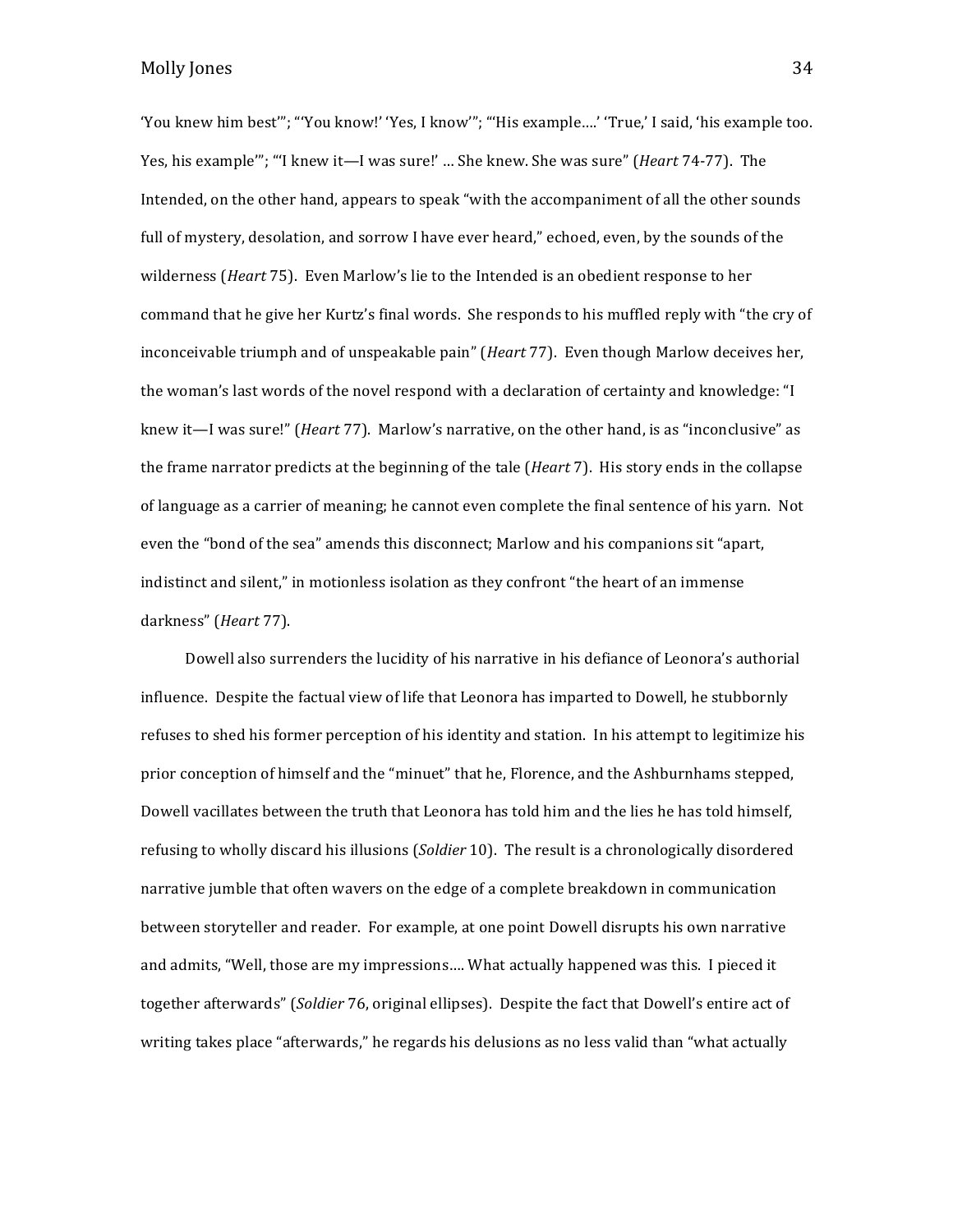'You knew him best'"; "'You know!' 'Yes, I know'"; "'His example….' 'True,' I said, 'his example too. Yes, his example'"; "'I knew it—I was sure!' … She knew. She was sure" (*Heart* 74-77). The Intended, on the other hand, appears to speak "with the accompaniment of all the other sounds full of mystery, desolation, and sorrow I have ever heard," echoed, even, by the sounds of the wilderness (*Heart* 75). Even Marlow's lie to the Intended is an obedient response to her command that he give her Kurtz's final words. She responds to his muffled reply with "the cry of inconceivable triumph and of unspeakable pain" (*Heart* 77). Even though Marlow deceives her, the woman's last words of the novel respond with a declaration of certainty and knowledge: "I knew it—I was sure!" (*Heart* 77). Marlow's narrative, on the other hand, is as "inconclusive" as the frame narrator predicts at the beginning of the tale (*Heart* 7). His story ends in the collapse of language as a carrier of meaning; he cannot even complete the final sentence of his yarn. Not even the "bond of the sea" amends this disconnect; Marlow and his companions sit "apart, indistinct and silent," in motionless isolation as they confront "the heart of an immense darkness" (*Heart* 77).

Dowell also surrenders the lucidity of his narrative in his defiance of Leonora's authorial influence. Despite the factual view of life that Leonora has imparted to Dowell, he stubbornly refuses to shed his former perception of his identity and station. In his attempt to legitimize his prior conception of himself and the "minuet" that he, Florence, and the Ashburnhams stepped, Dowell vacillates between the truth that Leonora has told him and the lies he has told himself, refusing to wholly discard his illusions (*Soldier* 10). The result is a chronologically disordered narrative jumble that often wavers on the edge of a complete breakdown in communication between storyteller and reader. For example, at one point Dowell disrupts his own narrative and admits, "Well, those are my impressions…. What actually happened was this. I pieced it together afterwards" (*Soldier* 76, original ellipses). Despite the fact that Dowell's entire act of writing takes place "afterwards," he regards his delusions as no less valid than "what actually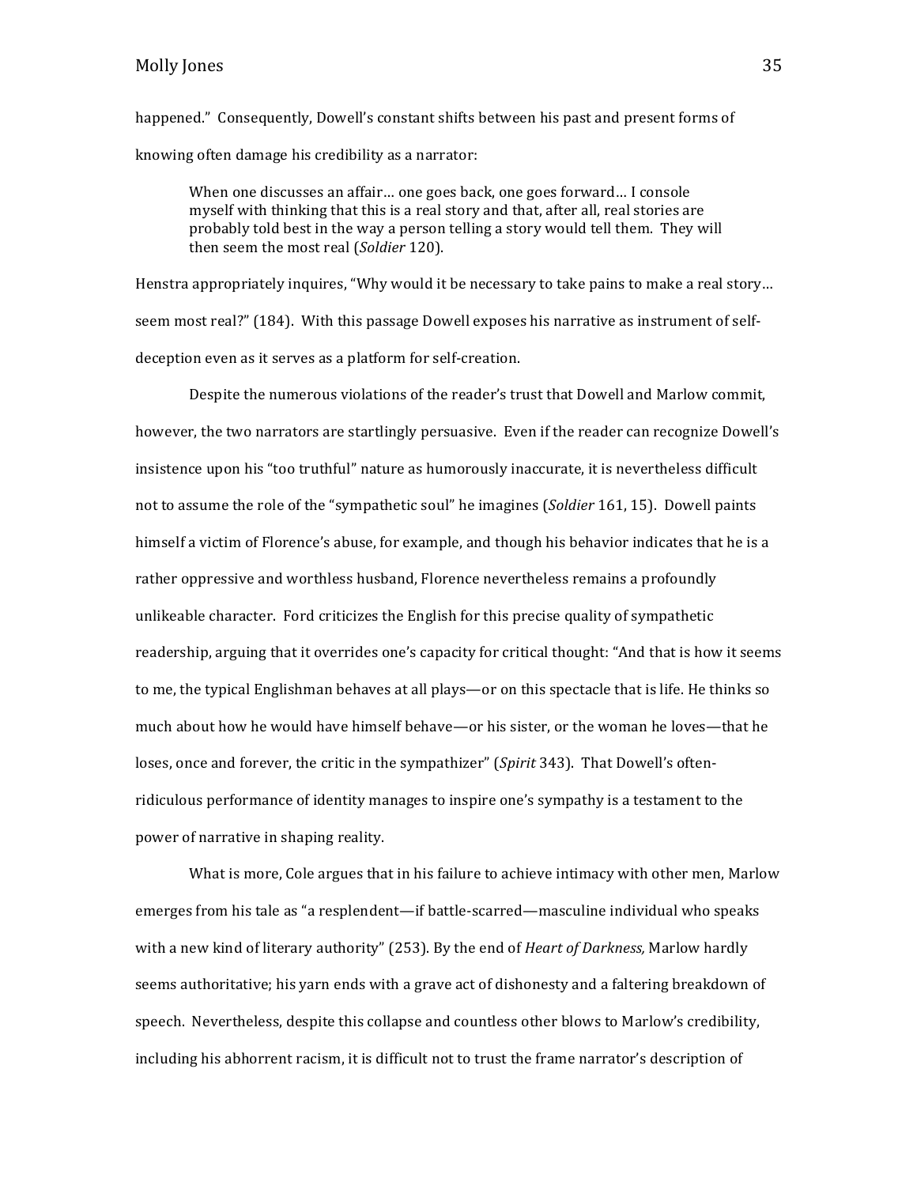happened." Consequently, Dowell's constant shifts between his past and present forms of knowing often damage his credibility as a narrator:

> When one discusses an affair… one goes back, one goes forward… I console myself with thinking that this is a real story and that, after all, real stories are probably told best in the way a person telling a story would tell them. They will then seem the most real (*Soldier* 120).

Henstra appropriately inquires, "Why would it be necessary to take pains to make a real story… seem most real?" (184). With this passage Dowell exposes his narrative as instrument of self-deception even as it serves as a platform for self-creation.

Despite the numerous violations of the reader's trust that Dowell and Marlow commit, however, the two narrators are startlingly persuasive. Even if the reader can recognize Dowell's insistence upon his "too truthful" nature as humorously inaccurate, it is nevertheless difficult not to assume the role of the "sympathetic soul" he imagines (*Soldier* 161, 15). Dowell paints himself a victim of Florence's abuse, for example, and though his behavior indicates that he is a rather oppressive and worthless husband, Florence nevertheless remains a profoundly unlikeable character. Ford criticizes the English for this precise quality of sympathetic readership, arguing that it overrides one's capacity for critical thought: "And that is how it seems to me, the typical Englishman behaves at all plays—or on this spectacle that is life. He thinks so much about how he would have himself behave—or his sister, or the woman he loves—that he loses, once and forever, the critic in the sympathizer" (*Spirit* 343). That Dowell's often-ridiculous performance of identity manages to inspire one's sympathy is a testament to the power of narrative in shaping reality.

What is more, Cole argues that in his failure to achieve intimacy with other men, Marlow emerges from his tale as "a resplendent—if battle-scarred—masculine individual who speaks with a new kind of literary authority" (253). By the end of *Heart of Darkness,* Marlow hardly seems authoritative; his yarn ends with a grave act of dishonesty and a faltering breakdown of speech. Nevertheless, despite this collapse and countless other blows to Marlow's credibility, including his abhorrent racism, it is difficult not to trust the frame narrator's description of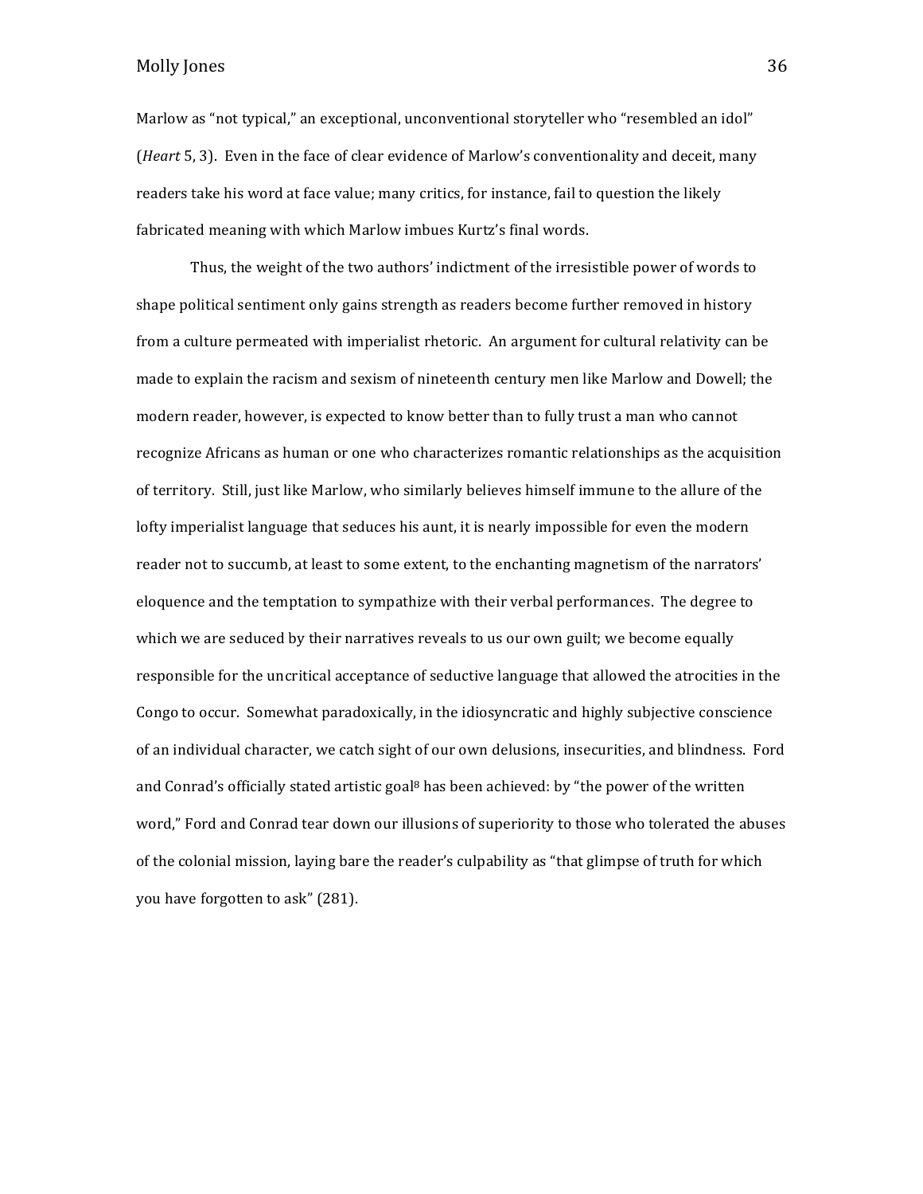Marlow as "not typical," an exceptional, unconventional storyteller who "resembled an idol" (*Heart* 5, 3). Even in the face of clear evidence of Marlow's conventionality and deceit, many readers take his word at face value; many critics, for instance, fail to question the likely fabricated meaning with which Marlow imbues Kurtz's final words.

Thus, the weight of the two authors' indictment of the irresistible power of words to shape political sentiment only gains strength as readers become further removed in history from a culture permeated with imperialist rhetoric. An argument for cultural relativity can be made to explain the racism and sexism of nineteenth century men like Marlow and Dowell; the modern reader, however, is expected to know better than to fully trust a man who cannot recognize Africans as human or one who characterizes romantic relationships as the acquisition of territory. Still, just like Marlow, who similarly believes himself immune to the allure of the lofty imperialist language that seduces his aunt, it is nearly impossible for even the modern reader not to succumb, at least to some extent, to the enchanting magnetism of the narrators' eloquence and the temptation to sympathize with their verbal performances. The degree to which we are seduced by their narratives reveals to us our own guilt; we become equally responsible for the uncritical acceptance of seductive language that allowed the atrocities in the Congo to occur. Somewhat paradoxically, in the idiosyncratic and highly subjective conscience of an individual character, we catch sight of our own delusions, insecurities, and blindness. Ford and Conrad's officially stated artistic goal[8] has been achieved: by "the power of the written word," Ford and Conrad tear down our illusions of superiority to those who tolerated the abuses of the colonial mission, laying bare the reader's culpability as "that glimpse of truth for which you have forgotten to ask" (281).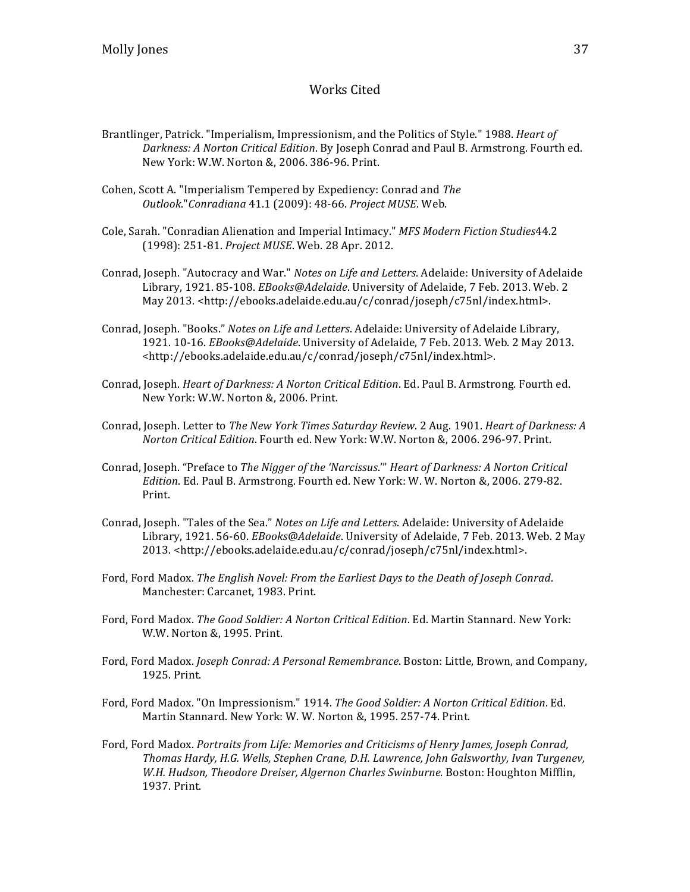# Works Cited

Brantlinger, Patrick. "Imperialism, Impressionism, and the Politics of Style." 1988. *Heart of Darkness: A Norton Critical Edition*. By Joseph Conrad and Paul B. Armstrong. Fourth ed. New York: W.W. Norton &, 2006. 386-96. Print.

Cohen, Scott A. "Imperialism Tempered by Expediency: Conrad and *The Outlook*."*Conradiana* 41.1 (2009): 48-66. *Project MUSE*. Web.

Cole, Sarah. "Conradian Alienation and Imperial Intimacy." *MFS Modern Fiction Studies*44.2 (1998): 251-81. *Project MUSE*. Web. 28 Apr. 2012.

Conrad, Joseph. "Autocracy and War." *Notes on Life and Letters*. Adelaide: University of Adelaide Library, 1921. 85-108. *EBooks@Adelaide*. University of Adelaide, 7 Feb. 2013. Web. 2 May 2013. <http://ebooks.adelaide.edu.au/c/conrad/joseph/c75nl/index.html>.

Conrad, Joseph. "Books." *Notes on Life and Letters*. Adelaide: University of Adelaide Library, 1921. 10-16. *EBooks@Adelaide*. University of Adelaide, 7 Feb. 2013. Web. 2 May 2013. <http://ebooks.adelaide.edu.au/c/conrad/joseph/c75nl/index.html>.

Conrad, Joseph. *Heart of Darkness: A Norton Critical Edition*. Ed. Paul B. Armstrong. Fourth ed. New York: W.W. Norton &, 2006. Print.

Conrad, Joseph. Letter to *The New York Times Saturday Review*. 2 Aug. 1901. *Heart of Darkness: A Norton Critical Edition*. Fourth ed. New York: W.W. Norton &, 2006. 296-97. Print.

Conrad, Joseph. "Preface to *The Nigger of the 'Narcissus*.'" *Heart of Darkness: A Norton Critical Edition*. Ed. Paul B. Armstrong. Fourth ed. New York: W. W. Norton &, 2006. 279-82. Print.

Conrad, Joseph. "Tales of the Sea." *Notes on Life and Letters*. Adelaide: University of Adelaide Library, 1921. 56-60. *EBooks@Adelaide*. University of Adelaide, 7 Feb. 2013. Web. 2 May 2013. <http://ebooks.adelaide.edu.au/c/conrad/joseph/c75nl/index.html>.

Ford, Ford Madox. *The English Novel: From the Earliest Days to the Death of Joseph Conrad*. Manchester: Carcanet, 1983. Print.

Ford, Ford Madox. *The Good Soldier: A Norton Critical Edition*. Ed. Martin Stannard. New York: W.W. Norton &, 1995. Print.

Ford, Ford Madox. *Joseph Conrad: A Personal Remembrance*. Boston: Little, Brown, and Company, 1925. Print.

Ford, Ford Madox. "On Impressionism." 1914. *The Good Soldier: A Norton Critical Edition*. Ed. Martin Stannard. New York: W. W. Norton &, 1995. 257-74. Print.

Ford, Ford Madox. *Portraits from Life: Memories and Criticisms of Henry James, Joseph Conrad, Thomas Hardy, H.G. Wells, Stephen Crane, D.H. Lawrence, John Galsworthy, Ivan Turgenev, W.H. Hudson, Theodore Dreiser, Algernon Charles Swinburne.* Boston: Houghton Mifflin, 1937. Print.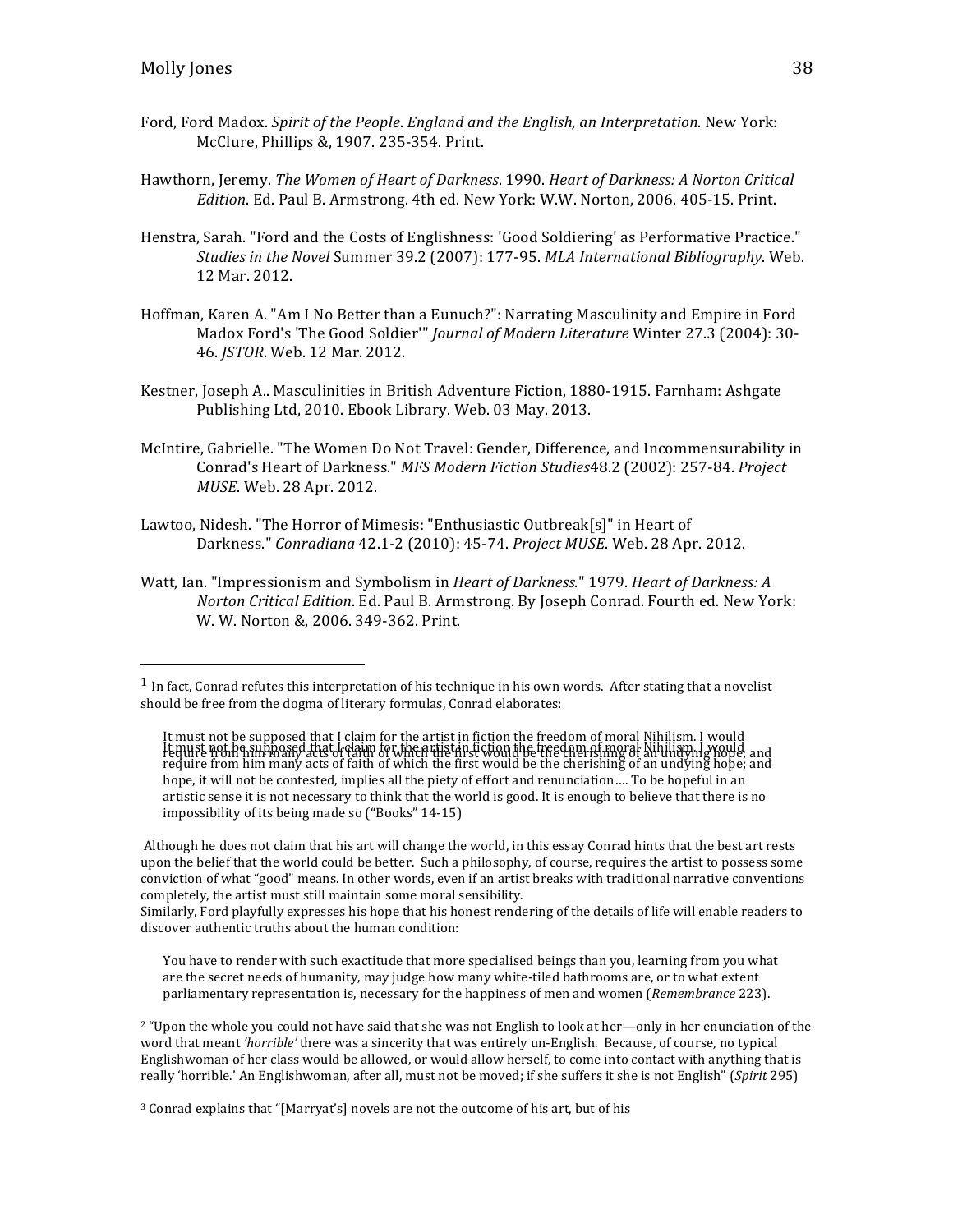Ford, Ford Madox. *Spirit of the People*. *England and the English, an Interpretation*. New York: McClure, Phillips &, 1907. 235-354. Print.

Hawthorn, Jeremy. *The Women of Heart of Darkness*. 1990. *Heart of Darkness: A Norton Critical Edition*. Ed. Paul B. Armstrong. 4th ed. New York: W.W. Norton, 2006. 405-15. Print.

Henstra, Sarah. "Ford and the Costs of Englishness: 'Good Soldiering' as Performative Practice." *Studies in the Novel* Summer 39.2 (2007): 177-95. *MLA International Bibliography*. Web. 12 Mar. 2012.

Hoffman, Karen A. "Am I No Better than a Eunuch?": Narrating Masculinity and Empire in Ford Madox Ford's 'The Good Soldier'" *Journal of Modern Literature* Winter 27.3 (2004): 30-46. *JSTOR*. Web. 12 Mar. 2012.

Kestner, Joseph A.. Masculinities in British Adventure Fiction, 1880-1915. Farnham: Ashgate Publishing Ltd, 2010. Ebook Library. Web. 03 May. 2013.

McIntire, Gabrielle. "The Women Do Not Travel: Gender, Difference, and Incommensurability in Conrad's Heart of Darkness." *MFS Modern Fiction Studies*48.2 (2002): 257-84. *Project MUSE*. Web. 28 Apr. 2012.

Lawtoo, Nidesh. "The Horror of Mimesis: "Enthusiastic Outbreak[s]" in Heart of Darkness." *Conradiana* 42.1-2 (2010): 45-74. *Project MUSE*. Web. 28 Apr. 2012.

Watt, Ian. "Impressionism and Symbolism in *Heart of Darkness*." 1979. *Heart of Darkness: A Norton Critical Edition*. Ed. Paul B. Armstrong. By Joseph Conrad. Fourth ed. New York: W. W. Norton &, 2006. 349-362. Print.

---

[1] In fact, Conrad refutes this interpretation of his technique in his own words. After stating that a novelist should be free from the dogma of literary formulas, Conrad elaborates:

> It must not be supposed that I claim for the artist in fiction the freedom of moral Nihilism. I would require from him many acts of faith of which the first would be the cherishing of an undying hope; and hope, it will not be contested, implies all the piety of effort and renunciation…. To be hopeful in an artistic sense it is not necessary to think that the world is good. It is enough to believe that there is no impossibility of its being made so ("Books" 14-15)

Although he does not claim that his art will change the world, in this essay Conrad hints that the best art rests upon the belief that the world could be better. Such a philosophy, of course, requires the artist to possess some conviction of what "good" means. In other words, even if an artist breaks with traditional narrative conventions completely, the artist must still maintain some moral sensibility.
Similarly, Ford playfully expresses his hope that his honest rendering of the details of life will enable readers to discover authentic truths about the human condition:

> You have to render with such exactitude that more specialised beings than you, learning from you what are the secret needs of humanity, may judge how many white-tiled bathrooms are, or to what extent parliamentary representation is, necessary for the happiness of men and women (*Remembrance* 223).

[2] "Upon the whole you could not have said that she was not English to look at her—only in her enunciation of the word that meant *'horrible'* there was a sincerity that was entirely un-English. Because, of course, no typical Englishwoman of her class would be allowed, or would allow herself, to come into contact with anything that is really 'horrible.' An Englishwoman, after all, must not be moved; if she suffers it she is not English" (*Spirit* 295)

[3] Conrad explains that "[Marryat's] novels are not the outcome of his art, but of his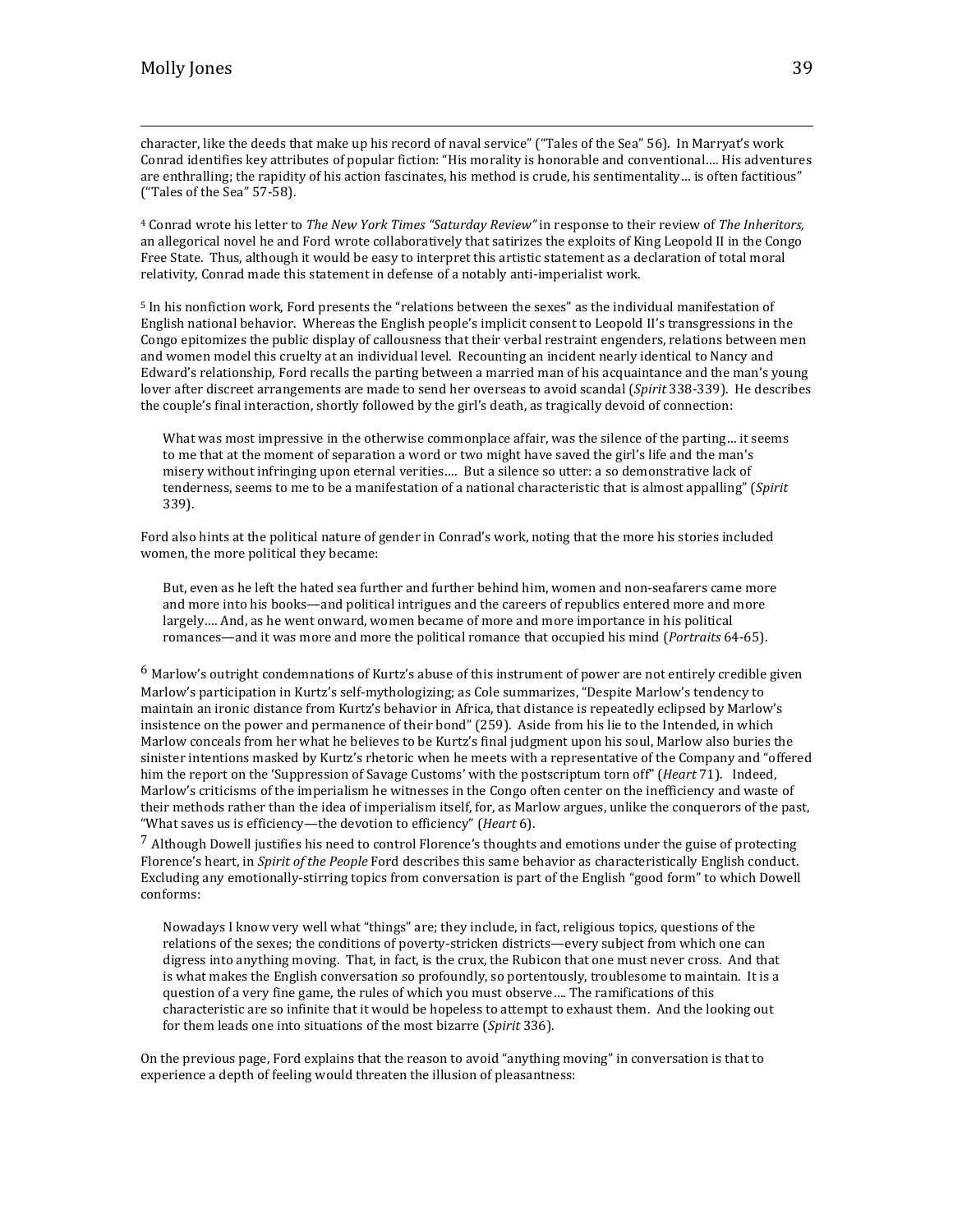character, like the deeds that make up his record of naval service" ("Tales of the Sea" 56). In Marryat's work Conrad identifies key attributes of popular fiction: "His morality is honorable and conventional…. His adventures are enthralling; the rapidity of his action fascinates, his method is crude, his sentimentality… is often factitious" ("Tales of the Sea" 57-58).

[4] Conrad wrote his letter to *The New York Times "Saturday Review"* in response to their review of *The Inheritors,* an allegorical novel he and Ford wrote collaboratively that satirizes the exploits of King Leopold II in the Congo Free State. Thus, although it would be easy to interpret this artistic statement as a declaration of total moral relativity, Conrad made this statement in defense of a notably anti-imperialist work.

[5] In his nonfiction work, Ford presents the "relations between the sexes" as the individual manifestation of English national behavior. Whereas the English people's implicit consent to Leopold II's transgressions in the Congo epitomizes the public display of callousness that their verbal restraint engenders, relations between men and women model this cruelty at an individual level. Recounting an incident nearly identical to Nancy and Edward's relationship, Ford recalls the parting between a married man of his acquaintance and the man's young lover after discreet arrangements are made to send her overseas to avoid scandal (*Spirit* 338-339). He describes the couple's final interaction, shortly followed by the girl's death, as tragically devoid of connection:

> What was most impressive in the otherwise commonplace affair, was the silence of the parting… it seems to me that at the moment of separation a word or two might have saved the girl's life and the man's misery without infringing upon eternal verities…. But a silence so utter: a so demonstrative lack of tenderness, seems to me to be a manifestation of a national characteristic that is almost appalling" (*Spirit* 339).

Ford also hints at the political nature of gender in Conrad's work, noting that the more his stories included women, the more political they became:

> But, even as he left the hated sea further and further behind him, women and non-seafarers came more and more into his books—and political intrigues and the careers of republics entered more and more largely…. And, as he went onward, women became of more and more importance in his political romances—and it was more and more the political romance that occupied his mind (*Portraits* 64-65).

[6] Marlow's outright condemnations of Kurtz's abuse of this instrument of power are not entirely credible given Marlow's participation in Kurtz's self-mythologizing; as Cole summarizes, "Despite Marlow's tendency to maintain an ironic distance from Kurtz's behavior in Africa, that distance is repeatedly eclipsed by Marlow's insistence on the power and permanence of their bond" (259). Aside from his lie to the Intended, in which Marlow conceals from her what he believes to be Kurtz's final judgment upon his soul, Marlow also buries the sinister intentions masked by Kurtz's rhetoric when he meets with a representative of the Company and "offered him the report on the 'Suppression of Savage Customs' with the postscriptum torn off" (*Heart* 71). Indeed, Marlow's criticisms of the imperialism he witnesses in the Congo often center on the inefficiency and waste of their methods rather than the idea of imperialism itself, for, as Marlow argues, unlike the conquerors of the past, "What saves us is efficiency—the devotion to efficiency" (*Heart* 6).

[7] Although Dowell justifies his need to control Florence's thoughts and emotions under the guise of protecting Florence's heart, in *Spirit of the People* Ford describes this same behavior as characteristically English conduct. Excluding any emotionally-stirring topics from conversation is part of the English "good form" to which Dowell conforms:

> Nowadays I know very well what "things" are; they include, in fact, religious topics, questions of the relations of the sexes; the conditions of poverty-stricken districts—every subject from which one can digress into anything moving. That, in fact, is the crux, the Rubicon that one must never cross. And that is what makes the English conversation so profoundly, so portentously, troublesome to maintain. It is a question of a very fine game, the rules of which you must observe…. The ramifications of this characteristic are so infinite that it would be hopeless to attempt to exhaust them. And the looking out for them leads one into situations of the most bizarre (*Spirit* 336).

On the previous page, Ford explains that the reason to avoid "anything moving" in conversation is that to experience a depth of feeling would threaten the illusion of pleasantness: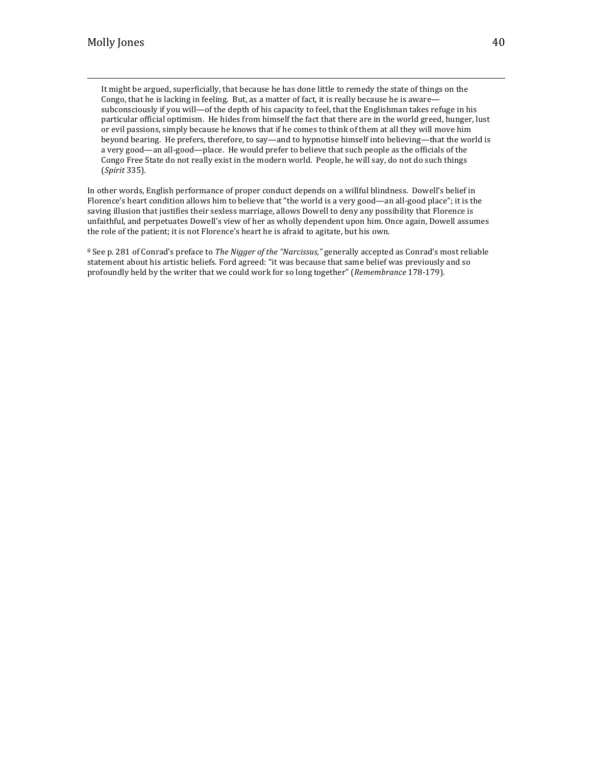> It might be argued, superficially, that because he has done little to remedy the state of things on the Congo, that he is lacking in feeling. But, as a matter of fact, it is really because he is aware—subconsciously if you will—of the depth of his capacity to feel, that the Englishman takes refuge in his particular official optimism. He hides from himself the fact that there are in the world greed, hunger, lust or evil passions, simply because he knows that if he comes to think of them at all they will move him beyond bearing. He prefers, therefore, to say—and to hypnotise himself into believing—that the world is a very good—an all-good—place. He would prefer to believe that such people as the officials of the Congo Free State do not really exist in the modern world. People, he will say, do not do such things (*Spirit* 335).

In other words, English performance of proper conduct depends on a willful blindness. Dowell's belief in Florence's heart condition allows him to believe that "the world is a very good—an all-good place"; it is the saving illusion that justifies their sexless marriage, allows Dowell to deny any possibility that Florence is unfaithful, and perpetuates Dowell's view of her as wholly dependent upon him. Once again, Dowell assumes the role of the patient; it is not Florence's heart he is afraid to agitate, but his own.

[8] See p. 281 of Conrad's preface to *The Nigger of the "Narcissus,"* generally accepted as Conrad's most reliable statement about his artistic beliefs. Ford agreed: "it was because that same belief was previously and so profoundly held by the writer that we could work for so long together" (*Remembrance* 178-179).